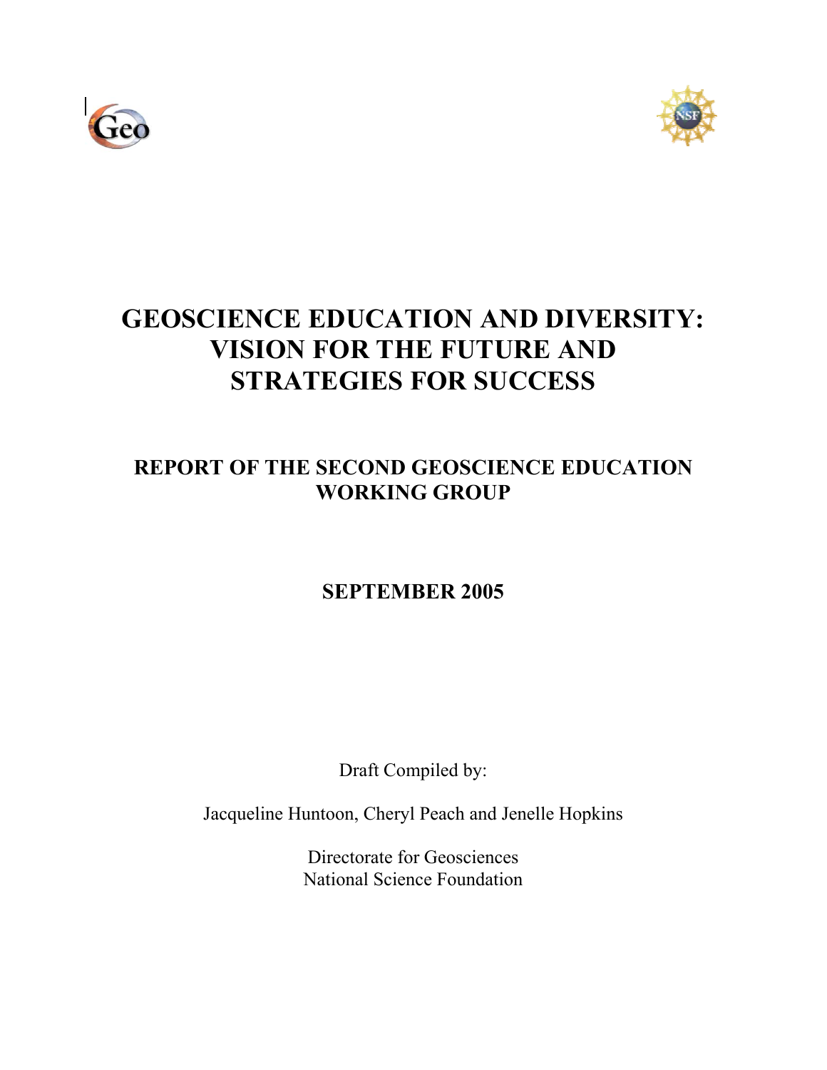# GEOSCIENCE EDUCATION AND DIVERSITY: VISION FOR THE FUTURE AND STRATEGIES FOR SUCCESS

## REPORT OF THE SECOND GEOSCIENCE EDUCATION WORKING GROUP

**SEPTEMBER 2005**

Draft Compiled by:

Jacqueline Huntoon, Cheryl Peach and Jenelle Hopkins

Directorate for Geosciences
National Science Foundation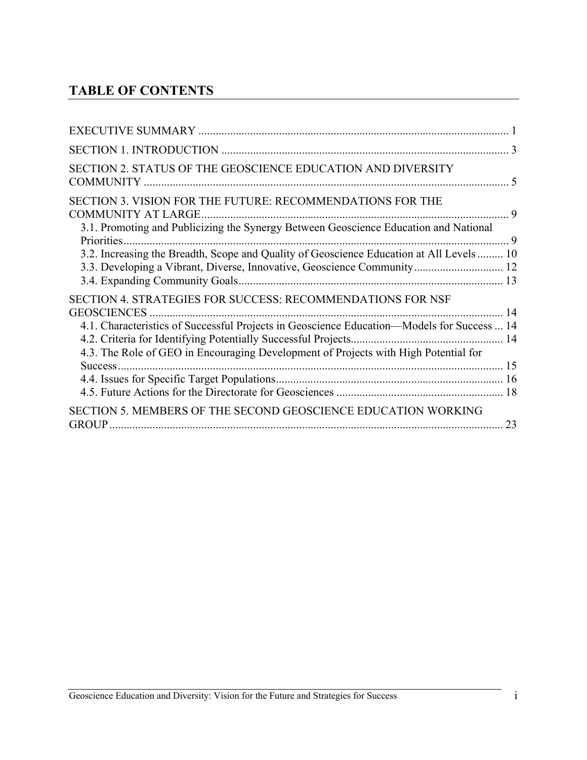# TABLE OF CONTENTS

EXECUTIVE SUMMARY ........................................................................................................... 1

SECTION 1. INTRODUCTION .................................................................................................. 3

SECTION 2. STATUS OF THE GEOSCIENCE EDUCATION AND DIVERSITY COMMUNITY ............................................................................................................................. 5

SECTION 3. VISION FOR THE FUTURE: RECOMMENDATIONS FOR THE COMMUNITY AT LARGE ........................................................................................................ 9

- 3.1. Promoting and Publicizing the Synergy Between Geoscience Education and National Priorities .................................................................................................................................... 9
- 3.2. Increasing the Breadth, Scope and Quality of Geoscience Education at All Levels ......... 10
- 3.3. Developing a Vibrant, Diverse, Innovative, Geoscience Community ............................... 12
- 3.4. Expanding Community Goals ............................................................................................ 13

SECTION 4. STRATEGIES FOR SUCCESS: RECOMMENDATIONS FOR NSF GEOSCIENCES .......................................................................................................................... 14

- 4.1. Characteristics of Successful Projects in Geoscience Education—Models for Success ... 14
- 4.2. Criteria for Identifying Potentially Successful Projects .................................................... 14
- 4.3. The Role of GEO in Encouraging Development of Projects with High Potential for Success ..................................................................................................................................... 15
- 4.4. Issues for Specific Target Populations .............................................................................. 16
- 4.5. Future Actions for the Directorate for Geosciences .......................................................... 18

SECTION 5. MEMBERS OF THE SECOND GEOSCIENCE EDUCATION WORKING GROUP ....................................................................................................................................... 23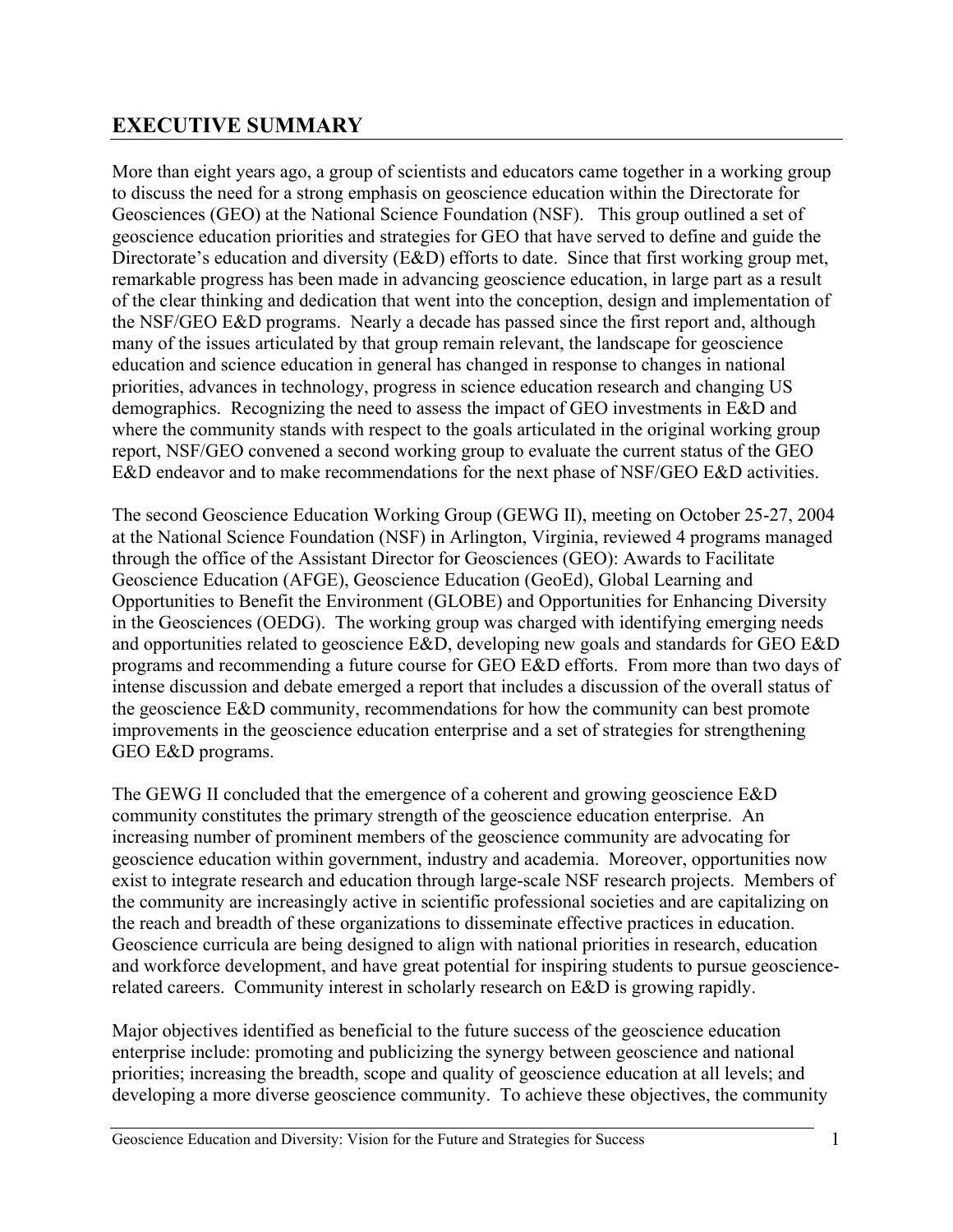## EXECUTIVE SUMMARY

More than eight years ago, a group of scientists and educators came together in a working group to discuss the need for a strong emphasis on geoscience education within the Directorate for Geosciences (GEO) at the National Science Foundation (NSF). This group outlined a set of geoscience education priorities and strategies for GEO that have served to define and guide the Directorate's education and diversity (E&D) efforts to date. Since that first working group met, remarkable progress has been made in advancing geoscience education, in large part as a result of the clear thinking and dedication that went into the conception, design and implementation of the NSF/GEO E&D programs. Nearly a decade has passed since the first report and, although many of the issues articulated by that group remain relevant, the landscape for geoscience education and science education in general has changed in response to changes in national priorities, advances in technology, progress in science education research and changing US demographics. Recognizing the need to assess the impact of GEO investments in E&D and where the community stands with respect to the goals articulated in the original working group report, NSF/GEO convened a second working group to evaluate the current status of the GEO E&D endeavor and to make recommendations for the next phase of NSF/GEO E&D activities.

The second Geoscience Education Working Group (GEWG II), meeting on October 25-27, 2004 at the National Science Foundation (NSF) in Arlington, Virginia, reviewed 4 programs managed through the office of the Assistant Director for Geosciences (GEO): Awards to Facilitate Geoscience Education (AFGE), Geoscience Education (GeoEd), Global Learning and Opportunities to Benefit the Environment (GLOBE) and Opportunities for Enhancing Diversity in the Geosciences (OEDG). The working group was charged with identifying emerging needs and opportunities related to geoscience E&D, developing new goals and standards for GEO E&D programs and recommending a future course for GEO E&D efforts. From more than two days of intense discussion and debate emerged a report that includes a discussion of the overall status of the geoscience E&D community, recommendations for how the community can best promote improvements in the geoscience education enterprise and a set of strategies for strengthening GEO E&D programs.

The GEWG II concluded that the emergence of a coherent and growing geoscience E&D community constitutes the primary strength of the geoscience education enterprise. An increasing number of prominent members of the geoscience community are advocating for geoscience education within government, industry and academia. Moreover, opportunities now exist to integrate research and education through large-scale NSF research projects. Members of the community are increasingly active in scientific professional societies and are capitalizing on the reach and breadth of these organizations to disseminate effective practices in education. Geoscience curricula are being designed to align with national priorities in research, education and workforce development, and have great potential for inspiring students to pursue geoscience-related careers. Community interest in scholarly research on E&D is growing rapidly.

Major objectives identified as beneficial to the future success of the geoscience education enterprise include: promoting and publicizing the synergy between geoscience and national priorities; increasing the breadth, scope and quality of geoscience education at all levels; and developing a more diverse geoscience community. To achieve these objectives, the community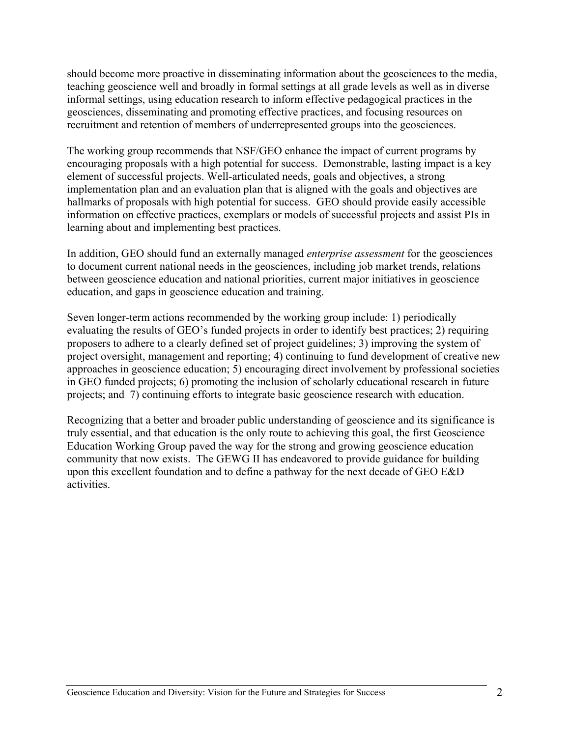should become more proactive in disseminating information about the geosciences to the media, teaching geoscience well and broadly in formal settings at all grade levels as well as in diverse informal settings, using education research to inform effective pedagogical practices in the geosciences, disseminating and promoting effective practices, and focusing resources on recruitment and retention of members of underrepresented groups into the geosciences.

The working group recommends that NSF/GEO enhance the impact of current programs by encouraging proposals with a high potential for success. Demonstrable, lasting impact is a key element of successful projects. Well-articulated needs, goals and objectives, a strong implementation plan and an evaluation plan that is aligned with the goals and objectives are hallmarks of proposals with high potential for success. GEO should provide easily accessible information on effective practices, exemplars or models of successful projects and assist PIs in learning about and implementing best practices.

In addition, GEO should fund an externally managed *enterprise assessment* for the geosciences to document current national needs in the geosciences, including job market trends, relations between geoscience education and national priorities, current major initiatives in geoscience education, and gaps in geoscience education and training.

Seven longer-term actions recommended by the working group include: 1) periodically evaluating the results of GEO's funded projects in order to identify best practices; 2) requiring proposers to adhere to a clearly defined set of project guidelines; 3) improving the system of project oversight, management and reporting; 4) continuing to fund development of creative new approaches in geoscience education; 5) encouraging direct involvement by professional societies in GEO funded projects; 6) promoting the inclusion of scholarly educational research in future projects; and 7) continuing efforts to integrate basic geoscience research with education.

Recognizing that a better and broader public understanding of geoscience and its significance is truly essential, and that education is the only route to achieving this goal, the first Geoscience Education Working Group paved the way for the strong and growing geoscience education community that now exists. The GEWG II has endeavored to provide guidance for building upon this excellent foundation and to define a pathway for the next decade of GEO E&D activities.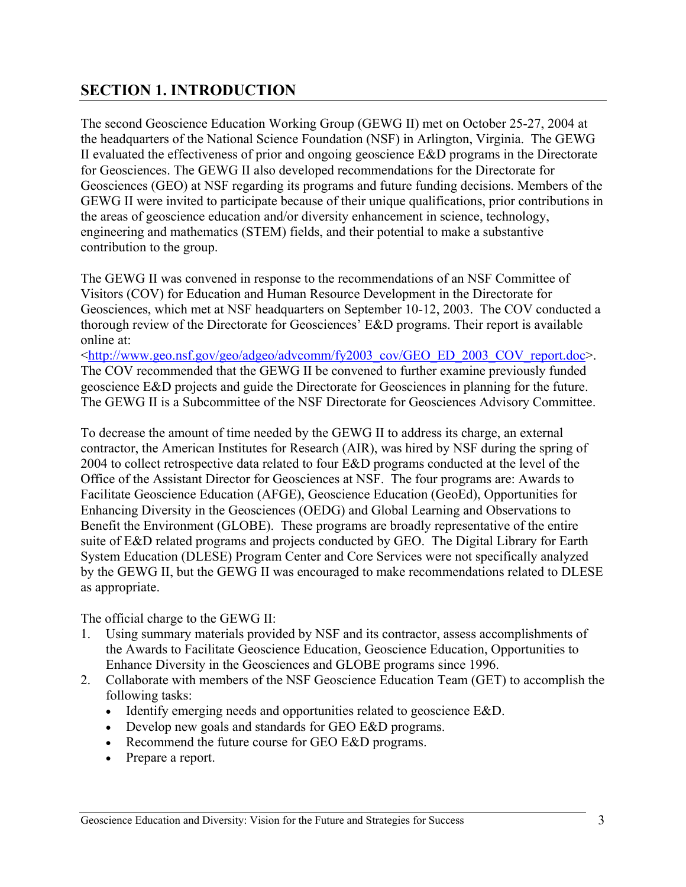## SECTION 1. INTRODUCTION

The second Geoscience Education Working Group (GEWG II) met on October 25-27, 2004 at the headquarters of the National Science Foundation (NSF) in Arlington, Virginia. The GEWG II evaluated the effectiveness of prior and ongoing geoscience E&D programs in the Directorate for Geosciences. The GEWG II also developed recommendations for the Directorate for Geosciences (GEO) at NSF regarding its programs and future funding decisions. Members of the GEWG II were invited to participate because of their unique qualifications, prior contributions in the areas of geoscience education and/or diversity enhancement in science, technology, engineering and mathematics (STEM) fields, and their potential to make a substantive contribution to the group.

The GEWG II was convened in response to the recommendations of an NSF Committee of Visitors (COV) for Education and Human Resource Development in the Directorate for Geosciences, which met at NSF headquarters on September 10-12, 2003. The COV conducted a thorough review of the Directorate for Geosciences' E&D programs. Their report is available online at:
<http://www.geo.nsf.gov/geo/adgeo/advcomm/fy2003_cov/GEO_ED_2003_COV_report.doc>.
The COV recommended that the GEWG II be convened to further examine previously funded geoscience E&D projects and guide the Directorate for Geosciences in planning for the future. The GEWG II is a Subcommittee of the NSF Directorate for Geosciences Advisory Committee.

To decrease the amount of time needed by the GEWG II to address its charge, an external contractor, the American Institutes for Research (AIR), was hired by NSF during the spring of 2004 to collect retrospective data related to four E&D programs conducted at the level of the Office of the Assistant Director for Geosciences at NSF. The four programs are: Awards to Facilitate Geoscience Education (AFGE), Geoscience Education (GeoEd), Opportunities for Enhancing Diversity in the Geosciences (OEDG) and Global Learning and Observations to Benefit the Environment (GLOBE). These programs are broadly representative of the entire suite of E&D related programs and projects conducted by GEO. The Digital Library for Earth System Education (DLESE) Program Center and Core Services were not specifically analyzed by the GEWG II, but the GEWG II was encouraged to make recommendations related to DLESE as appropriate.

The official charge to the GEWG II:

1. Using summary materials provided by NSF and its contractor, assess accomplishments of the Awards to Facilitate Geoscience Education, Geoscience Education, Opportunities to Enhance Diversity in the Geosciences and GLOBE programs since 1996.
2. Collaborate with members of the NSF Geoscience Education Team (GET) to accomplish the following tasks:
   - Identify emerging needs and opportunities related to geoscience E&D.
   - Develop new goals and standards for GEO E&D programs.
   - Recommend the future course for GEO E&D programs.
   - Prepare a report.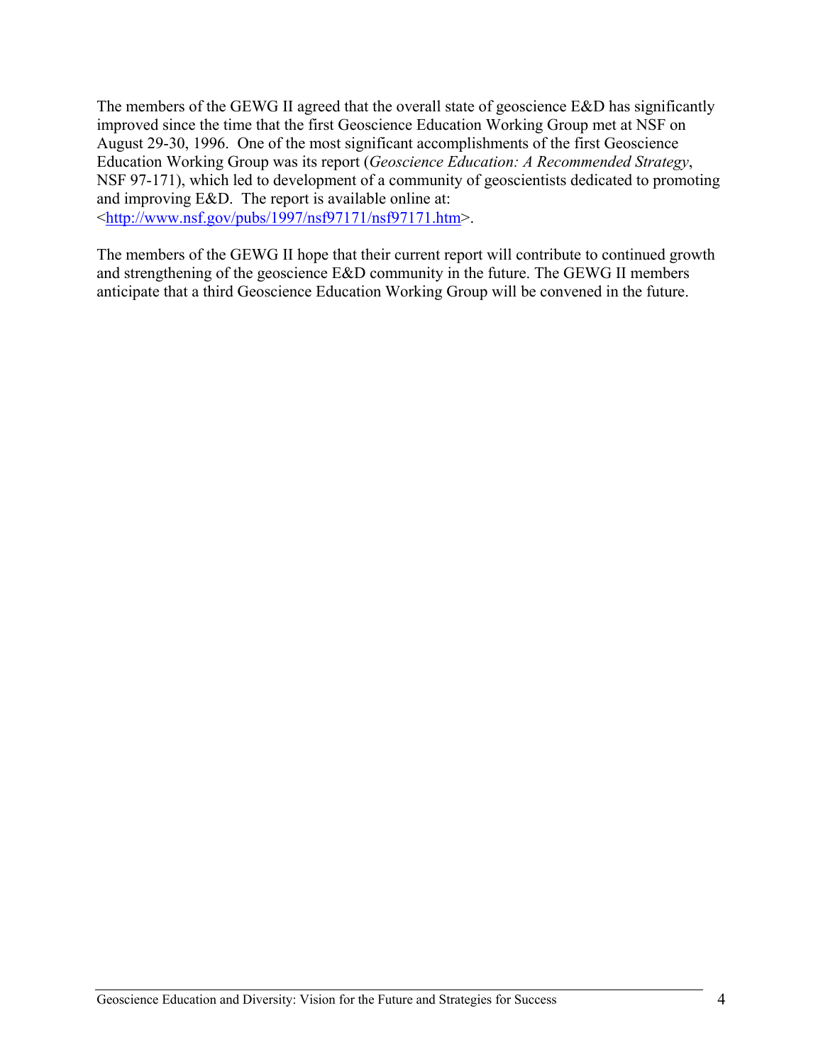The members of the GEWG II agreed that the overall state of geoscience E&D has significantly improved since the time that the first Geoscience Education Working Group met at NSF on August 29-30, 1996. One of the most significant accomplishments of the first Geoscience Education Working Group was its report (*Geoscience Education: A Recommended Strategy*, NSF 97-171), which led to development of a community of geoscientists dedicated to promoting and improving E&D. The report is available online at: <http://www.nsf.gov/pubs/1997/nsf97171/nsf97171.htm>.

The members of the GEWG II hope that their current report will contribute to continued growth and strengthening of the geoscience E&D community in the future. The GEWG II members anticipate that a third Geoscience Education Working Group will be convened in the future.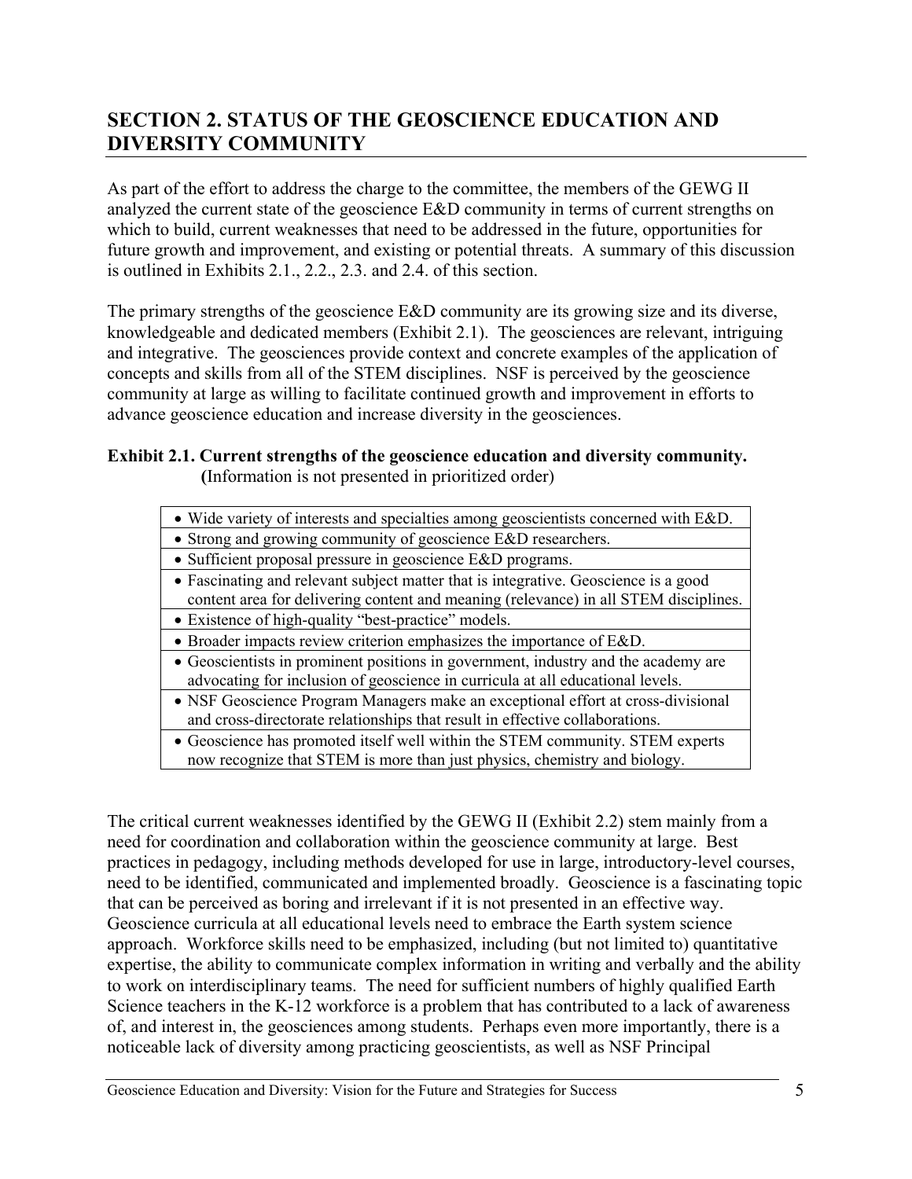## SECTION 2. STATUS OF THE GEOSCIENCE EDUCATION AND DIVERSITY COMMUNITY

As part of the effort to address the charge to the committee, the members of the GEWG II analyzed the current state of the geoscience E&D community in terms of current strengths on which to build, current weaknesses that need to be addressed in the future, opportunities for future growth and improvement, and existing or potential threats. A summary of this discussion is outlined in Exhibits 2.1., 2.2., 2.3. and 2.4. of this section.

The primary strengths of the geoscience E&D community are its growing size and its diverse, knowledgeable and dedicated members (Exhibit 2.1). The geosciences are relevant, intriguing and integrative. The geosciences provide context and concrete examples of the application of concepts and skills from all of the STEM disciplines. NSF is perceived by the geoscience community at large as willing to facilitate continued growth and improvement in efforts to advance geoscience education and increase diversity in the geosciences.

**Exhibit 2.1. Current strengths of the geoscience education and diversity community.**
**(**Information is not presented in prioritized order)

| |
|---|
| • Wide variety of interests and specialties among geoscientists concerned with E&D. |
| • Strong and growing community of geoscience E&D researchers. |
| • Sufficient proposal pressure in geoscience E&D programs. |
| • Fascinating and relevant subject matter that is integrative. Geoscience is a good content area for delivering content and meaning (relevance) in all STEM disciplines. |
| • Existence of high-quality "best-practice" models. |
| • Broader impacts review criterion emphasizes the importance of E&D. |
| • Geoscientists in prominent positions in government, industry and the academy are advocating for inclusion of geoscience in curricula at all educational levels. |
| • NSF Geoscience Program Managers make an exceptional effort at cross-divisional and cross-directorate relationships that result in effective collaborations. |
| • Geoscience has promoted itself well within the STEM community. STEM experts now recognize that STEM is more than just physics, chemistry and biology. |

The critical current weaknesses identified by the GEWG II (Exhibit 2.2) stem mainly from a need for coordination and collaboration within the geoscience community at large. Best practices in pedagogy, including methods developed for use in large, introductory-level courses, need to be identified, communicated and implemented broadly. Geoscience is a fascinating topic that can be perceived as boring and irrelevant if it is not presented in an effective way. Geoscience curricula at all educational levels need to embrace the Earth system science approach. Workforce skills need to be emphasized, including (but not limited to) quantitative expertise, the ability to communicate complex information in writing and verbally and the ability to work on interdisciplinary teams. The need for sufficient numbers of highly qualified Earth Science teachers in the K-12 workforce is a problem that has contributed to a lack of awareness of, and interest in, the geosciences among students. Perhaps even more importantly, there is a noticeable lack of diversity among practicing geoscientists, as well as NSF Principal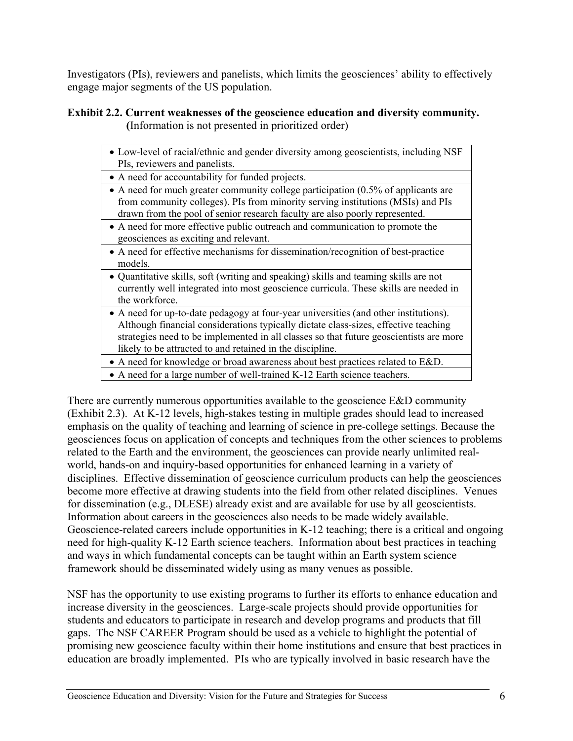Investigators (PIs), reviewers and panelists, which limits the geosciences' ability to effectively engage major segments of the US population.

**Exhibit 2.2. Current weaknesses of the geoscience education and diversity community.** (Information is not presented in prioritized order)

- Low-level of racial/ethnic and gender diversity among geoscientists, including NSF PIs, reviewers and panelists.
- A need for accountability for funded projects.
- A need for much greater community college participation (0.5% of applicants are from community colleges). PIs from minority serving institutions (MSIs) and PIs drawn from the pool of senior research faculty are also poorly represented.
- A need for more effective public outreach and communication to promote the geosciences as exciting and relevant.
- A need for effective mechanisms for dissemination/recognition of best-practice models.
- Quantitative skills, soft (writing and speaking) skills and teaming skills are not currently well integrated into most geoscience curricula. These skills are needed in the workforce.
- A need for up-to-date pedagogy at four-year universities (and other institutions). Although financial considerations typically dictate class-sizes, effective teaching strategies need to be implemented in all classes so that future geoscientists are more likely to be attracted to and retained in the discipline.
- A need for knowledge or broad awareness about best practices related to E&D.
- A need for a large number of well-trained K-12 Earth science teachers.

There are currently numerous opportunities available to the geoscience E&D community (Exhibit 2.3). At K-12 levels, high-stakes testing in multiple grades should lead to increased emphasis on the quality of teaching and learning of science in pre-college settings. Because the geosciences focus on application of concepts and techniques from the other sciences to problems related to the Earth and the environment, the geosciences can provide nearly unlimited real-world, hands-on and inquiry-based opportunities for enhanced learning in a variety of disciplines. Effective dissemination of geoscience curriculum products can help the geosciences become more effective at drawing students into the field from other related disciplines. Venues for dissemination (e.g., DLESE) already exist and are available for use by all geoscientists. Information about careers in the geosciences also needs to be made widely available. Geoscience-related careers include opportunities in K-12 teaching; there is a critical and ongoing need for high-quality K-12 Earth science teachers. Information about best practices in teaching and ways in which fundamental concepts can be taught within an Earth system science framework should be disseminated widely using as many venues as possible.

NSF has the opportunity to use existing programs to further its efforts to enhance education and increase diversity in the geosciences. Large-scale projects should provide opportunities for students and educators to participate in research and develop programs and products that fill gaps. The NSF CAREER Program should be used as a vehicle to highlight the potential of promising new geoscience faculty within their home institutions and ensure that best practices in education are broadly implemented. PIs who are typically involved in basic research have the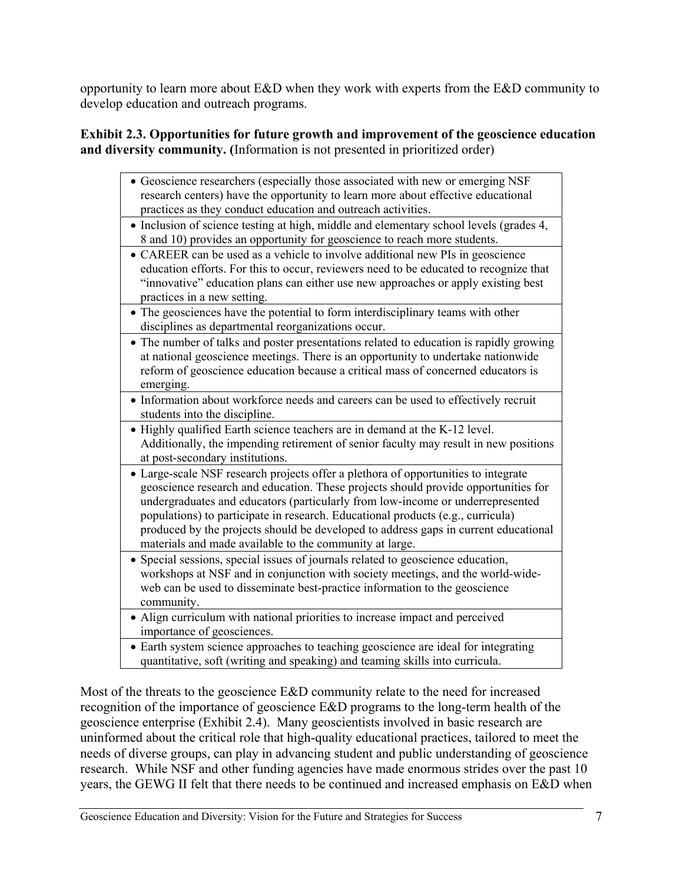opportunity to learn more about E&D when they work with experts from the E&D community to develop education and outreach programs.

**Exhibit 2.3. Opportunities for future growth and improvement of the geoscience education and diversity community.** (Information is not presented in prioritized order)

| |
|---|
| • Geoscience researchers (especially those associated with new or emerging NSF research centers) have the opportunity to learn more about effective educational practices as they conduct education and outreach activities. |
| • Inclusion of science testing at high, middle and elementary school levels (grades 4, 8 and 10) provides an opportunity for geoscience to reach more students. |
| • CAREER can be used as a vehicle to involve additional new PIs in geoscience education efforts. For this to occur, reviewers need to be educated to recognize that "innovative" education plans can either use new approaches or apply existing best practices in a new setting. |
| • The geosciences have the potential to form interdisciplinary teams with other disciplines as departmental reorganizations occur. |
| • The number of talks and poster presentations related to education is rapidly growing at national geoscience meetings. There is an opportunity to undertake nationwide reform of geoscience education because a critical mass of concerned educators is emerging. |
| • Information about workforce needs and careers can be used to effectively recruit students into the discipline. |
| • Highly qualified Earth science teachers are in demand at the K-12 level. Additionally, the impending retirement of senior faculty may result in new positions at post-secondary institutions. |
| • Large-scale NSF research projects offer a plethora of opportunities to integrate geoscience research and education. These projects should provide opportunities for undergraduates and educators (particularly from low-income or underrepresented populations) to participate in research. Educational products (e.g., curricula) produced by the projects should be developed to address gaps in current educational materials and made available to the community at large. |
| • Special sessions, special issues of journals related to geoscience education, workshops at NSF and in conjunction with society meetings, and the world-wide-web can be used to disseminate best-practice information to the geoscience community. |
| • Align curriculum with national priorities to increase impact and perceived importance of geosciences. |
| • Earth system science approaches to teaching geoscience are ideal for integrating quantitative, soft (writing and speaking) and teaming skills into curricula. |

Most of the threats to the geoscience E&D community relate to the need for increased recognition of the importance of geoscience E&D programs to the long-term health of the geoscience enterprise (Exhibit 2.4). Many geoscientists involved in basic research are uninformed about the critical role that high-quality educational practices, tailored to meet the needs of diverse groups, can play in advancing student and public understanding of geoscience research. While NSF and other funding agencies have made enormous strides over the past 10 years, the GEWG II felt that there needs to be continued and increased emphasis on E&D when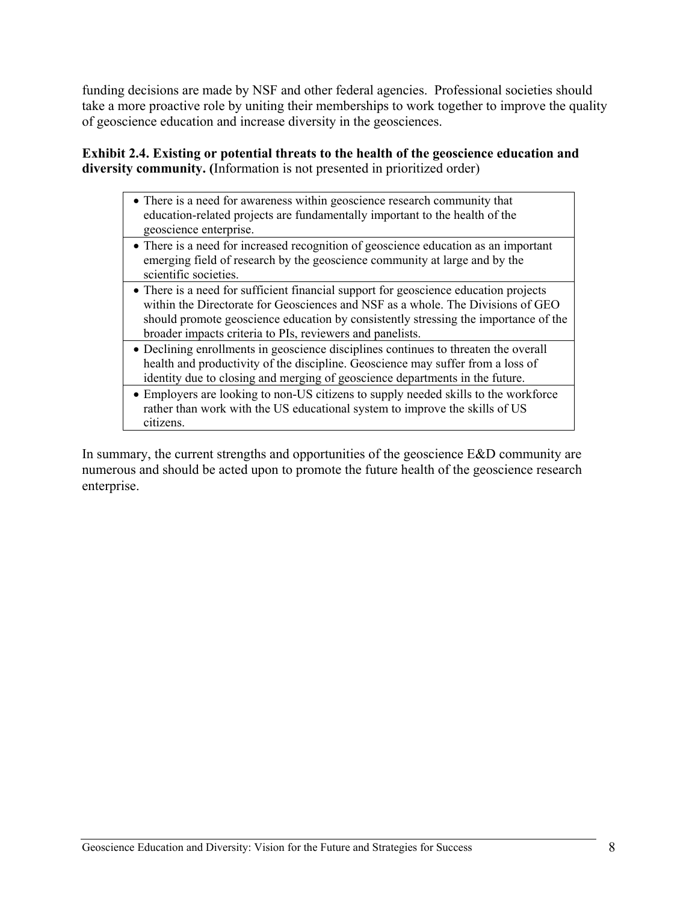funding decisions are made by NSF and other federal agencies. Professional societies should take a more proactive role by uniting their memberships to work together to improve the quality of geoscience education and increase diversity in the geosciences.

**Exhibit 2.4. Existing or potential threats to the health of the geoscience education and diversity community. (**Information is not presented in prioritized order)

| |
|---|
| • There is a need for awareness within geoscience research community that education-related projects are fundamentally important to the health of the geoscience enterprise. |
| • There is a need for increased recognition of geoscience education as an important emerging field of research by the geoscience community at large and by the scientific societies. |
| • There is a need for sufficient financial support for geoscience education projects within the Directorate for Geosciences and NSF as a whole. The Divisions of GEO should promote geoscience education by consistently stressing the importance of the broader impacts criteria to PIs, reviewers and panelists. |
| • Declining enrollments in geoscience disciplines continues to threaten the overall health and productivity of the discipline. Geoscience may suffer from a loss of identity due to closing and merging of geoscience departments in the future. |
| • Employers are looking to non-US citizens to supply needed skills to the workforce rather than work with the US educational system to improve the skills of US citizens. |

In summary, the current strengths and opportunities of the geoscience E&D community are numerous and should be acted upon to promote the future health of the geoscience research enterprise.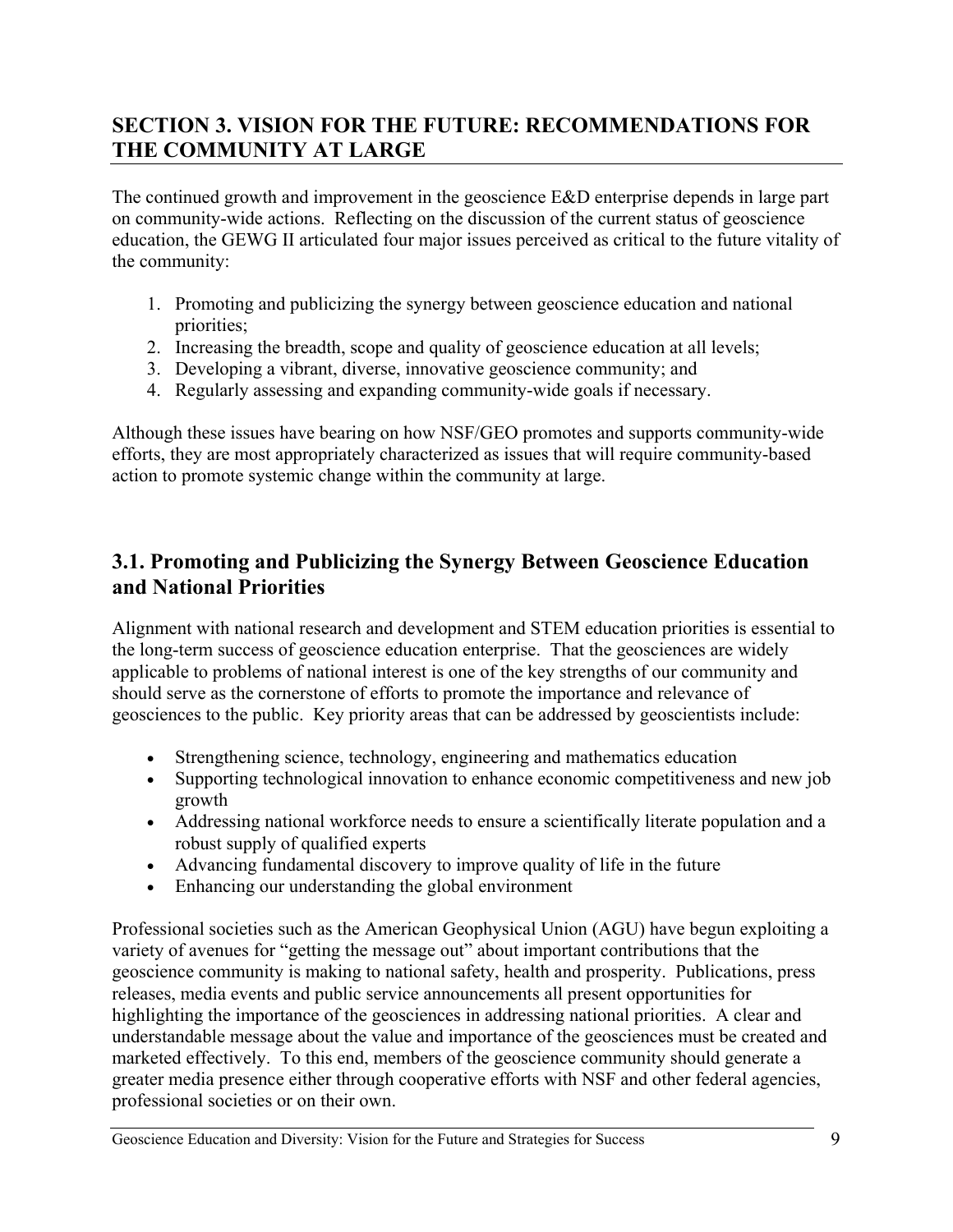## SECTION 3. VISION FOR THE FUTURE: RECOMMENDATIONS FOR THE COMMUNITY AT LARGE

The continued growth and improvement in the geoscience E&D enterprise depends in large part on community-wide actions. Reflecting on the discussion of the current status of geoscience education, the GEWG II articulated four major issues perceived as critical to the future vitality of the community:

1. Promoting and publicizing the synergy between geoscience education and national priorities;
2. Increasing the breadth, scope and quality of geoscience education at all levels;
3. Developing a vibrant, diverse, innovative geoscience community; and
4. Regularly assessing and expanding community-wide goals if necessary.

Although these issues have bearing on how NSF/GEO promotes and supports community-wide efforts, they are most appropriately characterized as issues that will require community-based action to promote systemic change within the community at large.

### 3.1. Promoting and Publicizing the Synergy Between Geoscience Education and National Priorities

Alignment with national research and development and STEM education priorities is essential to the long-term success of geoscience education enterprise. That the geosciences are widely applicable to problems of national interest is one of the key strengths of our community and should serve as the cornerstone of efforts to promote the importance and relevance of geosciences to the public. Key priority areas that can be addressed by geoscientists include:

- Strengthening science, technology, engineering and mathematics education
- Supporting technological innovation to enhance economic competitiveness and new job growth
- Addressing national workforce needs to ensure a scientifically literate population and a robust supply of qualified experts
- Advancing fundamental discovery to improve quality of life in the future
- Enhancing our understanding the global environment

Professional societies such as the American Geophysical Union (AGU) have begun exploiting a variety of avenues for "getting the message out" about important contributions that the geoscience community is making to national safety, health and prosperity. Publications, press releases, media events and public service announcements all present opportunities for highlighting the importance of the geosciences in addressing national priorities. A clear and understandable message about the value and importance of the geosciences must be created and marketed effectively. To this end, members of the geoscience community should generate a greater media presence either through cooperative efforts with NSF and other federal agencies, professional societies or on their own.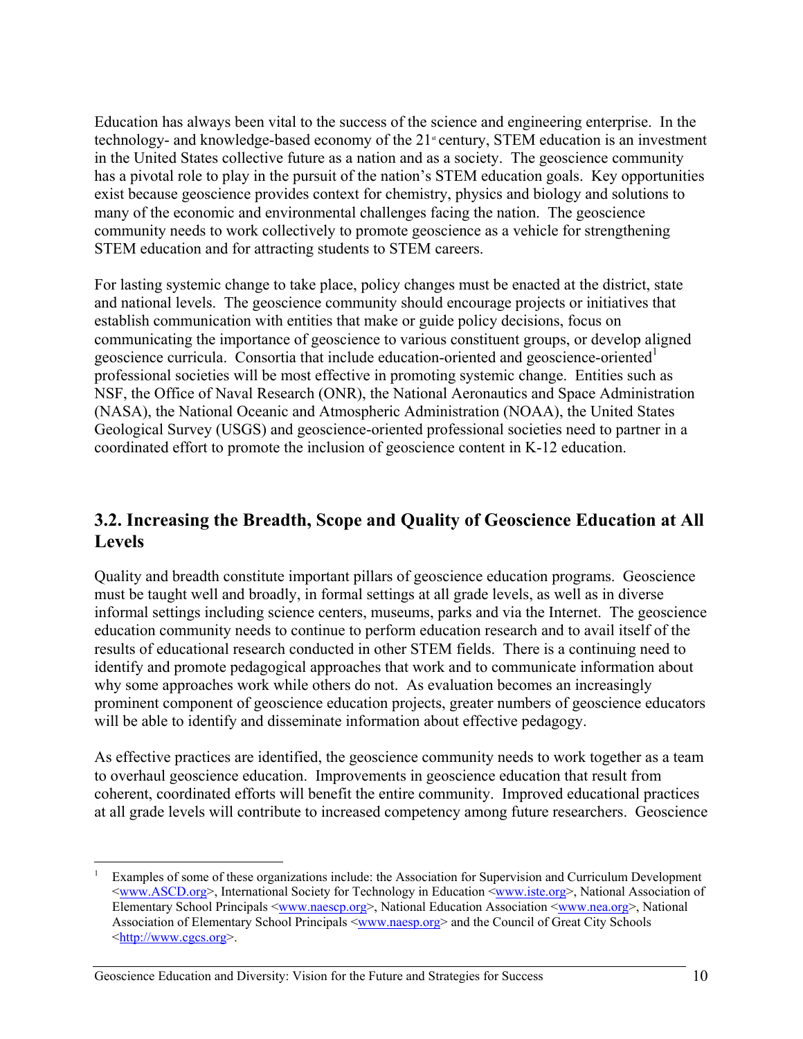Education has always been vital to the success of the science and engineering enterprise. In the technology- and knowledge-based economy of the 21st century, STEM education is an investment in the United States collective future as a nation and as a society. The geoscience community has a pivotal role to play in the pursuit of the nation's STEM education goals. Key opportunities exist because geoscience provides context for chemistry, physics and biology and solutions to many of the economic and environmental challenges facing the nation. The geoscience community needs to work collectively to promote geoscience as a vehicle for strengthening STEM education and for attracting students to STEM careers.

For lasting systemic change to take place, policy changes must be enacted at the district, state and national levels. The geoscience community should encourage projects or initiatives that establish communication with entities that make or guide policy decisions, focus on communicating the importance of geoscience to various constituent groups, or develop aligned geoscience curricula. Consortia that include education-oriented and geoscience-oriented[1] professional societies will be most effective in promoting systemic change. Entities such as NSF, the Office of Naval Research (ONR), the National Aeronautics and Space Administration (NASA), the National Oceanic and Atmospheric Administration (NOAA), the United States Geological Survey (USGS) and geoscience-oriented professional societies need to partner in a coordinated effort to promote the inclusion of geoscience content in K-12 education.

## 3.2. Increasing the Breadth, Scope and Quality of Geoscience Education at All Levels

Quality and breadth constitute important pillars of geoscience education programs. Geoscience must be taught well and broadly, in formal settings at all grade levels, as well as in diverse informal settings including science centers, museums, parks and via the Internet. The geoscience education community needs to continue to perform education research and to avail itself of the results of educational research conducted in other STEM fields. There is a continuing need to identify and promote pedagogical approaches that work and to communicate information about why some approaches work while others do not. As evaluation becomes an increasingly prominent component of geoscience education projects, greater numbers of geoscience educators will be able to identify and disseminate information about effective pedagogy.

As effective practices are identified, the geoscience community needs to work together as a team to overhaul geoscience education. Improvements in geoscience education that result from coherent, coordinated efforts will benefit the entire community. Improved educational practices at all grade levels will contribute to increased competency among future researchers. Geoscience

[1] Examples of some of these organizations include: the Association for Supervision and Curriculum Development <www.ASCD.org>, International Society for Technology in Education <www.iste.org>, National Association of Elementary School Principals <www.naescp.org>, National Education Association <www.nea.org>, National Association of Elementary School Principals <www.naesp.org> and the Council of Great City Schools <http://www.cgcs.org>.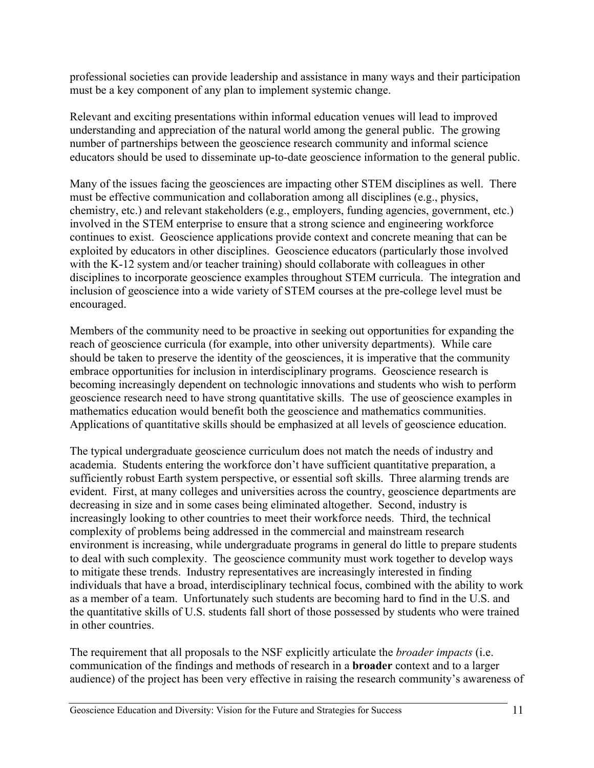professional societies can provide leadership and assistance in many ways and their participation must be a key component of any plan to implement systemic change.

Relevant and exciting presentations within informal education venues will lead to improved understanding and appreciation of the natural world among the general public. The growing number of partnerships between the geoscience research community and informal science educators should be used to disseminate up-to-date geoscience information to the general public.

Many of the issues facing the geosciences are impacting other STEM disciplines as well. There must be effective communication and collaboration among all disciplines (e.g., physics, chemistry, etc.) and relevant stakeholders (e.g., employers, funding agencies, government, etc.) involved in the STEM enterprise to ensure that a strong science and engineering workforce continues to exist. Geoscience applications provide context and concrete meaning that can be exploited by educators in other disciplines. Geoscience educators (particularly those involved with the K-12 system and/or teacher training) should collaborate with colleagues in other disciplines to incorporate geoscience examples throughout STEM curricula. The integration and inclusion of geoscience into a wide variety of STEM courses at the pre-college level must be encouraged.

Members of the community need to be proactive in seeking out opportunities for expanding the reach of geoscience curricula (for example, into other university departments). While care should be taken to preserve the identity of the geosciences, it is imperative that the community embrace opportunities for inclusion in interdisciplinary programs. Geoscience research is becoming increasingly dependent on technologic innovations and students who wish to perform geoscience research need to have strong quantitative skills. The use of geoscience examples in mathematics education would benefit both the geoscience and mathematics communities. Applications of quantitative skills should be emphasized at all levels of geoscience education.

The typical undergraduate geoscience curriculum does not match the needs of industry and academia. Students entering the workforce don't have sufficient quantitative preparation, a sufficiently robust Earth system perspective, or essential soft skills. Three alarming trends are evident. First, at many colleges and universities across the country, geoscience departments are decreasing in size and in some cases being eliminated altogether. Second, industry is increasingly looking to other countries to meet their workforce needs. Third, the technical complexity of problems being addressed in the commercial and mainstream research environment is increasing, while undergraduate programs in general do little to prepare students to deal with such complexity. The geoscience community must work together to develop ways to mitigate these trends. Industry representatives are increasingly interested in finding individuals that have a broad, interdisciplinary technical focus, combined with the ability to work as a member of a team. Unfortunately such students are becoming hard to find in the U.S. and the quantitative skills of U.S. students fall short of those possessed by students who were trained in other countries.

The requirement that all proposals to the NSF explicitly articulate the *broader impacts* (i.e. communication of the findings and methods of research in a **broader** context and to a larger audience) of the project has been very effective in raising the research community's awareness of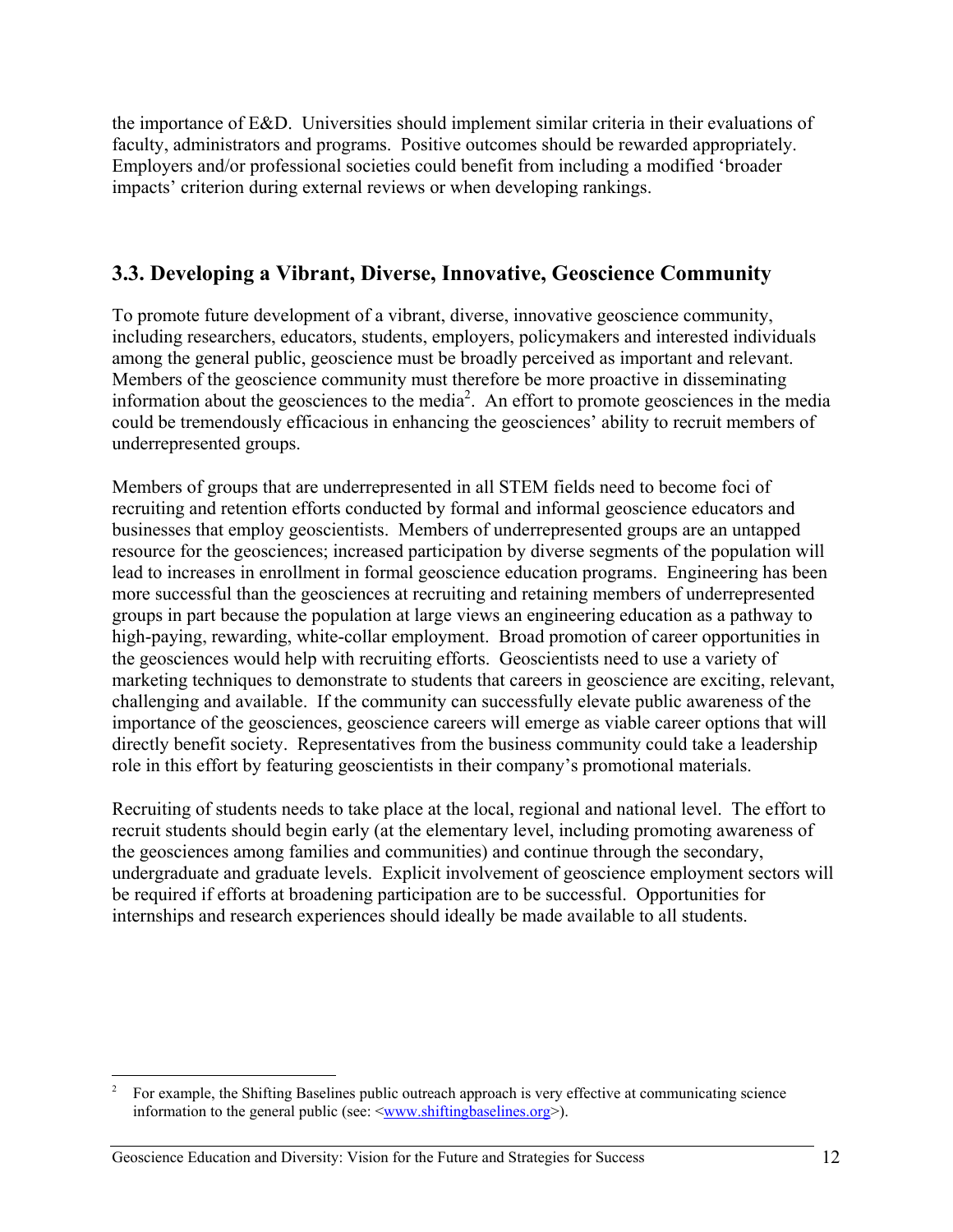the importance of E&D. Universities should implement similar criteria in their evaluations of faculty, administrators and programs. Positive outcomes should be rewarded appropriately. Employers and/or professional societies could benefit from including a modified 'broader impacts' criterion during external reviews or when developing rankings.

## 3.3. Developing a Vibrant, Diverse, Innovative, Geoscience Community

To promote future development of a vibrant, diverse, innovative geoscience community, including researchers, educators, students, employers, policymakers and interested individuals among the general public, geoscience must be broadly perceived as important and relevant. Members of the geoscience community must therefore be more proactive in disseminating information about the geosciences to the media[2]. An effort to promote geosciences in the media could be tremendously efficacious in enhancing the geosciences' ability to recruit members of underrepresented groups.

Members of groups that are underrepresented in all STEM fields need to become foci of recruiting and retention efforts conducted by formal and informal geoscience educators and businesses that employ geoscientists. Members of underrepresented groups are an untapped resource for the geosciences; increased participation by diverse segments of the population will lead to increases in enrollment in formal geoscience education programs. Engineering has been more successful than the geosciences at recruiting and retaining members of underrepresented groups in part because the population at large views an engineering education as a pathway to high-paying, rewarding, white-collar employment. Broad promotion of career opportunities in the geosciences would help with recruiting efforts. Geoscientists need to use a variety of marketing techniques to demonstrate to students that careers in geoscience are exciting, relevant, challenging and available. If the community can successfully elevate public awareness of the importance of the geosciences, geoscience careers will emerge as viable career options that will directly benefit society. Representatives from the business community could take a leadership role in this effort by featuring geoscientists in their company's promotional materials.

Recruiting of students needs to take place at the local, regional and national level. The effort to recruit students should begin early (at the elementary level, including promoting awareness of the geosciences among families and communities) and continue through the secondary, undergraduate and graduate levels. Explicit involvement of geoscience employment sectors will be required if efforts at broadening participation are to be successful. Opportunities for internships and research experiences should ideally be made available to all students.

---

[2] For example, the Shifting Baselines public outreach approach is very effective at communicating science information to the general public (see: <www.shiftingbaselines.org>).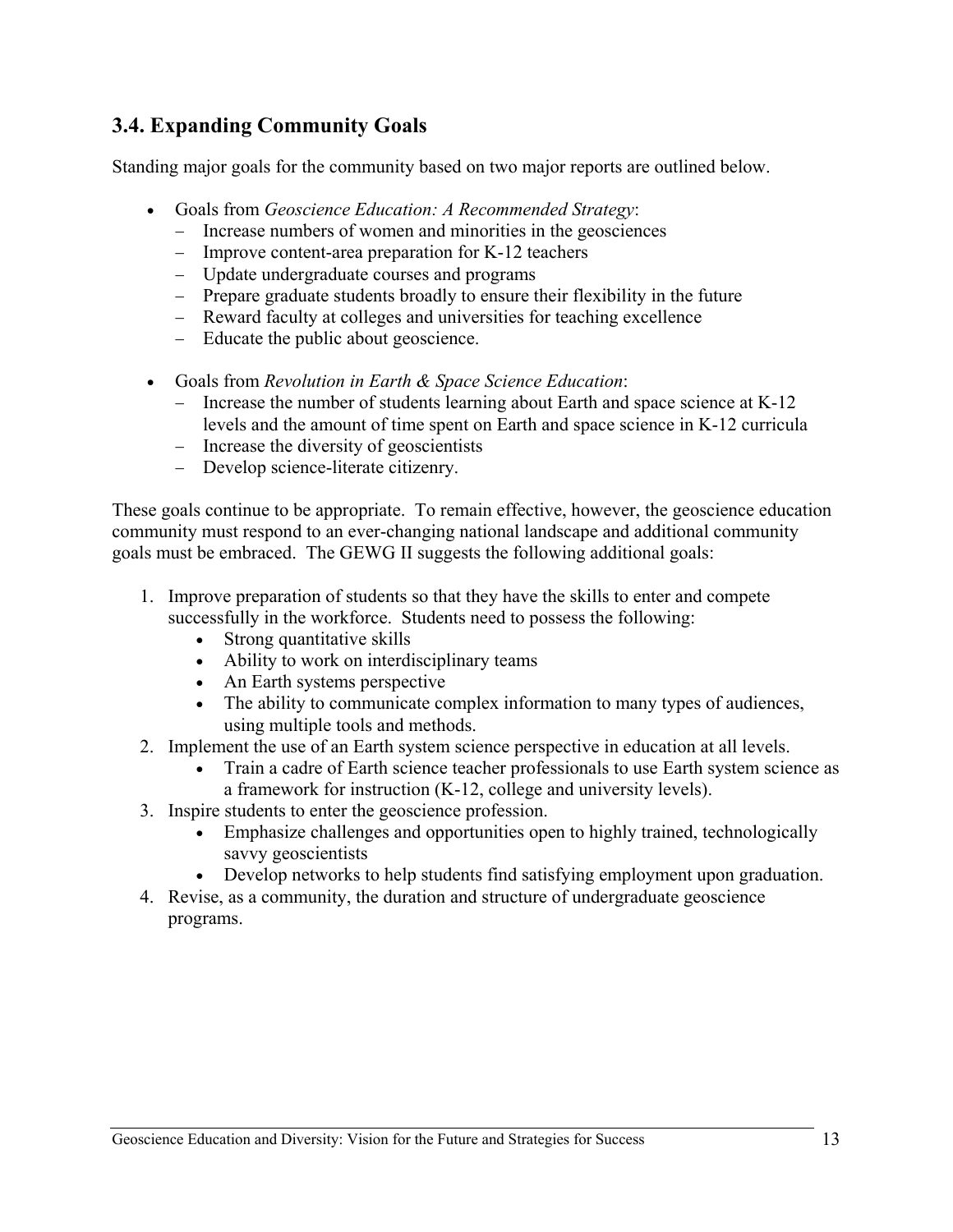## 3.4. Expanding Community Goals

Standing major goals for the community based on two major reports are outlined below.

- Goals from *Geoscience Education: A Recommended Strategy*:
  - Increase numbers of women and minorities in the geosciences
  - Improve content-area preparation for K-12 teachers
  - Update undergraduate courses and programs
  - Prepare graduate students broadly to ensure their flexibility in the future
  - Reward faculty at colleges and universities for teaching excellence
  - Educate the public about geoscience.

- Goals from *Revolution in Earth & Space Science Education*:
  - Increase the number of students learning about Earth and space science at K-12 levels and the amount of time spent on Earth and space science in K-12 curricula
  - Increase the diversity of geoscientists
  - Develop science-literate citizenry.

These goals continue to be appropriate. To remain effective, however, the geoscience education community must respond to an ever-changing national landscape and additional community goals must be embraced. The GEWG II suggests the following additional goals:

1. Improve preparation of students so that they have the skills to enter and compete successfully in the workforce. Students need to possess the following:
   - Strong quantitative skills
   - Ability to work on interdisciplinary teams
   - An Earth systems perspective
   - The ability to communicate complex information to many types of audiences, using multiple tools and methods.
2. Implement the use of an Earth system science perspective in education at all levels.
   - Train a cadre of Earth science teacher professionals to use Earth system science as a framework for instruction (K-12, college and university levels).
3. Inspire students to enter the geoscience profession.
   - Emphasize challenges and opportunities open to highly trained, technologically savvy geoscientists
   - Develop networks to help students find satisfying employment upon graduation.
4. Revise, as a community, the duration and structure of undergraduate geoscience programs.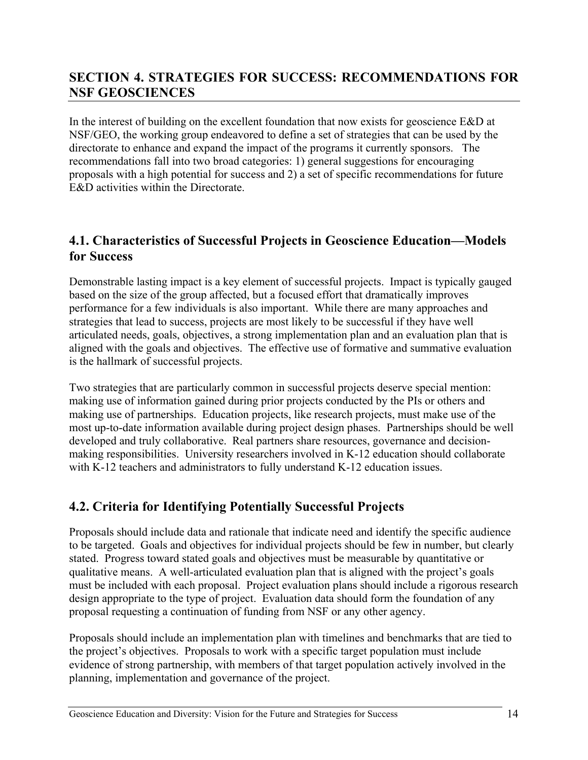## SECTION 4. STRATEGIES FOR SUCCESS: RECOMMENDATIONS FOR NSF GEOSCIENCES

In the interest of building on the excellent foundation that now exists for geoscience E&D at NSF/GEO, the working group endeavored to define a set of strategies that can be used by the directorate to enhance and expand the impact of the programs it currently sponsors. The recommendations fall into two broad categories: 1) general suggestions for encouraging proposals with a high potential for success and 2) a set of specific recommendations for future E&D activities within the Directorate.

### 4.1. Characteristics of Successful Projects in Geoscience Education—Models for Success

Demonstrable lasting impact is a key element of successful projects. Impact is typically gauged based on the size of the group affected, but a focused effort that dramatically improves performance for a few individuals is also important. While there are many approaches and strategies that lead to success, projects are most likely to be successful if they have well articulated needs, goals, objectives, a strong implementation plan and an evaluation plan that is aligned with the goals and objectives. The effective use of formative and summative evaluation is the hallmark of successful projects.

Two strategies that are particularly common in successful projects deserve special mention: making use of information gained during prior projects conducted by the PIs or others and making use of partnerships. Education projects, like research projects, must make use of the most up-to-date information available during project design phases. Partnerships should be well developed and truly collaborative. Real partners share resources, governance and decision-making responsibilities. University researchers involved in K-12 education should collaborate with K-12 teachers and administrators to fully understand K-12 education issues.

### 4.2. Criteria for Identifying Potentially Successful Projects

Proposals should include data and rationale that indicate need and identify the specific audience to be targeted. Goals and objectives for individual projects should be few in number, but clearly stated. Progress toward stated goals and objectives must be measurable by quantitative or qualitative means. A well-articulated evaluation plan that is aligned with the project's goals must be included with each proposal. Project evaluation plans should include a rigorous research design appropriate to the type of project. Evaluation data should form the foundation of any proposal requesting a continuation of funding from NSF or any other agency.

Proposals should include an implementation plan with timelines and benchmarks that are tied to the project's objectives. Proposals to work with a specific target population must include evidence of strong partnership, with members of that target population actively involved in the planning, implementation and governance of the project.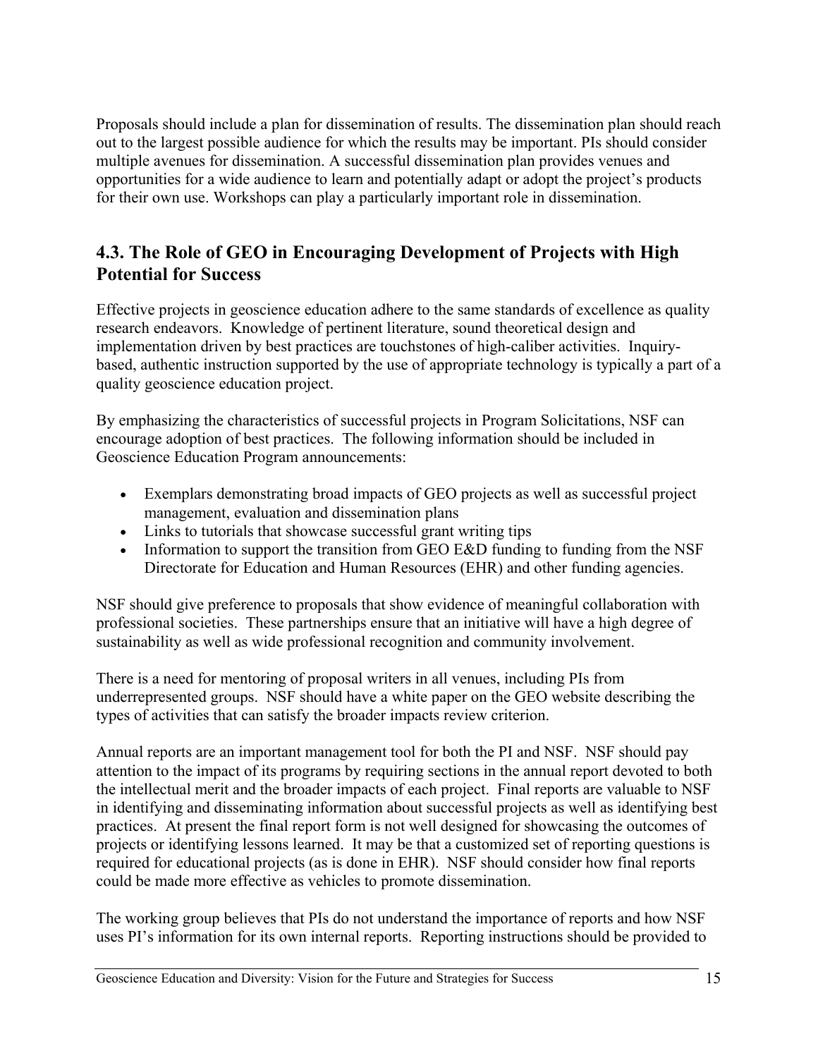Proposals should include a plan for dissemination of results. The dissemination plan should reach out to the largest possible audience for which the results may be important. PIs should consider multiple avenues for dissemination. A successful dissemination plan provides venues and opportunities for a wide audience to learn and potentially adapt or adopt the project's products for their own use. Workshops can play a particularly important role in dissemination.

## 4.3. The Role of GEO in Encouraging Development of Projects with High Potential for Success

Effective projects in geoscience education adhere to the same standards of excellence as quality research endeavors. Knowledge of pertinent literature, sound theoretical design and implementation driven by best practices are touchstones of high-caliber activities. Inquiry-based, authentic instruction supported by the use of appropriate technology is typically a part of a quality geoscience education project.

By emphasizing the characteristics of successful projects in Program Solicitations, NSF can encourage adoption of best practices. The following information should be included in Geoscience Education Program announcements:

- Exemplars demonstrating broad impacts of GEO projects as well as successful project management, evaluation and dissemination plans
- Links to tutorials that showcase successful grant writing tips
- Information to support the transition from GEO E&D funding to funding from the NSF Directorate for Education and Human Resources (EHR) and other funding agencies.

NSF should give preference to proposals that show evidence of meaningful collaboration with professional societies. These partnerships ensure that an initiative will have a high degree of sustainability as well as wide professional recognition and community involvement.

There is a need for mentoring of proposal writers in all venues, including PIs from underrepresented groups. NSF should have a white paper on the GEO website describing the types of activities that can satisfy the broader impacts review criterion.

Annual reports are an important management tool for both the PI and NSF. NSF should pay attention to the impact of its programs by requiring sections in the annual report devoted to both the intellectual merit and the broader impacts of each project. Final reports are valuable to NSF in identifying and disseminating information about successful projects as well as identifying best practices. At present the final report form is not well designed for showcasing the outcomes of projects or identifying lessons learned. It may be that a customized set of reporting questions is required for educational projects (as is done in EHR). NSF should consider how final reports could be made more effective as vehicles to promote dissemination.

The working group believes that PIs do not understand the importance of reports and how NSF uses PI's information for its own internal reports. Reporting instructions should be provided to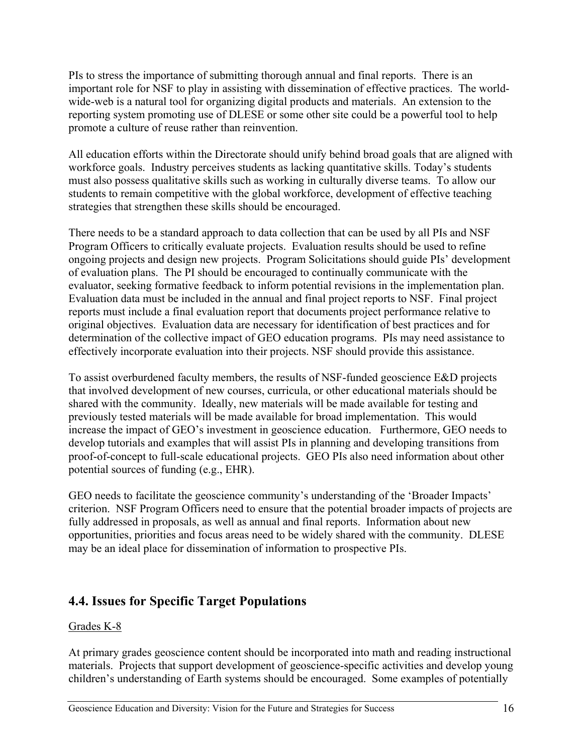PIs to stress the importance of submitting thorough annual and final reports. There is an important role for NSF to play in assisting with dissemination of effective practices. The world-wide-web is a natural tool for organizing digital products and materials. An extension to the reporting system promoting use of DLESE or some other site could be a powerful tool to help promote a culture of reuse rather than reinvention.

All education efforts within the Directorate should unify behind broad goals that are aligned with workforce goals. Industry perceives students as lacking quantitative skills. Today's students must also possess qualitative skills such as working in culturally diverse teams. To allow our students to remain competitive with the global workforce, development of effective teaching strategies that strengthen these skills should be encouraged.

There needs to be a standard approach to data collection that can be used by all PIs and NSF Program Officers to critically evaluate projects. Evaluation results should be used to refine ongoing projects and design new projects. Program Solicitations should guide PIs' development of evaluation plans. The PI should be encouraged to continually communicate with the evaluator, seeking formative feedback to inform potential revisions in the implementation plan. Evaluation data must be included in the annual and final project reports to NSF. Final project reports must include a final evaluation report that documents project performance relative to original objectives. Evaluation data are necessary for identification of best practices and for determination of the collective impact of GEO education programs. PIs may need assistance to effectively incorporate evaluation into their projects. NSF should provide this assistance.

To assist overburdened faculty members, the results of NSF-funded geoscience E&D projects that involved development of new courses, curricula, or other educational materials should be shared with the community. Ideally, new materials will be made available for testing and previously tested materials will be made available for broad implementation. This would increase the impact of GEO's investment in geoscience education. Furthermore, GEO needs to develop tutorials and examples that will assist PIs in planning and developing transitions from proof-of-concept to full-scale educational projects. GEO PIs also need information about other potential sources of funding (e.g., EHR).

GEO needs to facilitate the geoscience community's understanding of the 'Broader Impacts' criterion. NSF Program Officers need to ensure that the potential broader impacts of projects are fully addressed in proposals, as well as annual and final reports. Information about new opportunities, priorities and focus areas need to be widely shared with the community. DLESE may be an ideal place for dissemination of information to prospective PIs.

## 4.4. Issues for Specific Target Populations

Grades K-8

At primary grades geoscience content should be incorporated into math and reading instructional materials. Projects that support development of geoscience-specific activities and develop young children's understanding of Earth systems should be encouraged. Some examples of potentially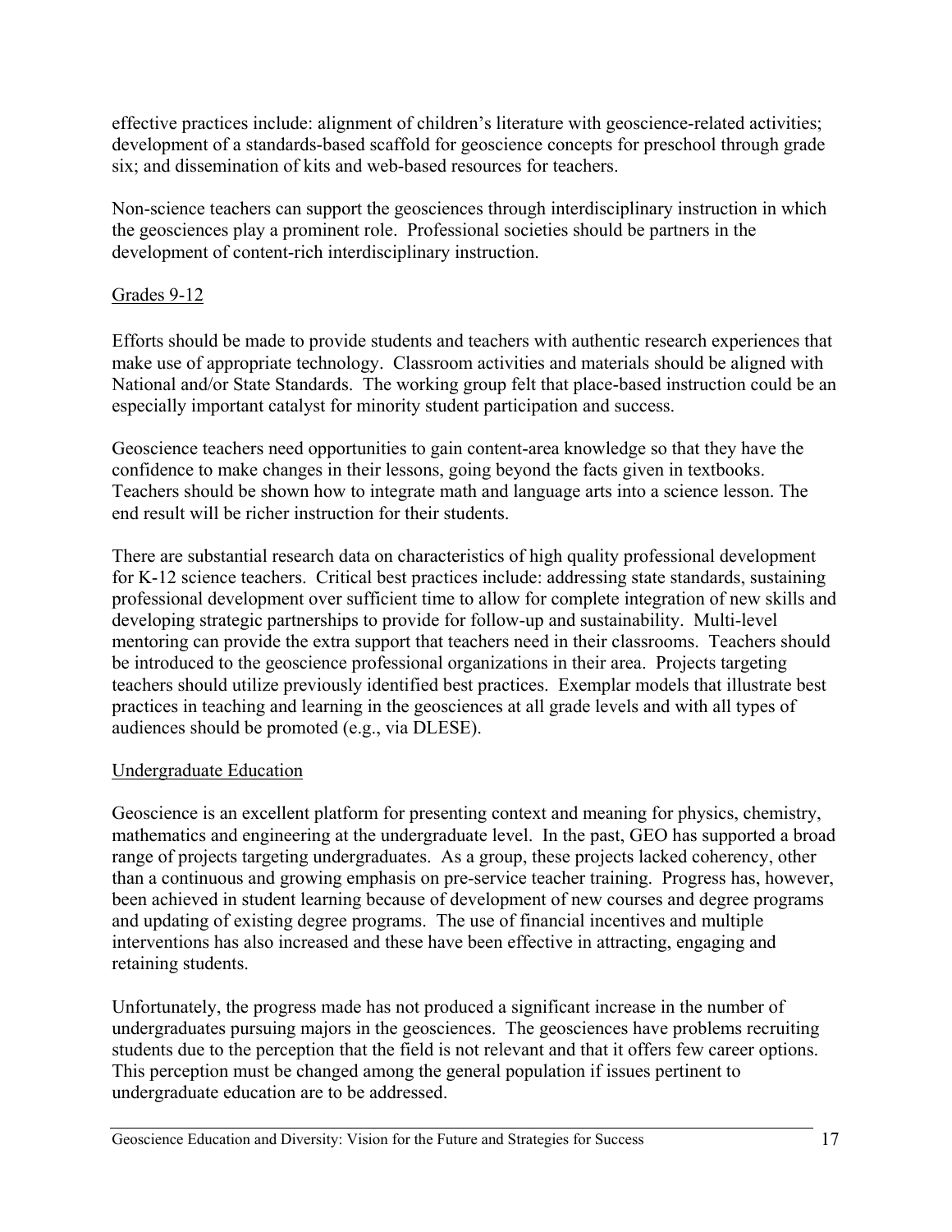effective practices include: alignment of children's literature with geoscience-related activities; development of a standards-based scaffold for geoscience concepts for preschool through grade six; and dissemination of kits and web-based resources for teachers.

Non-science teachers can support the geosciences through interdisciplinary instruction in which the geosciences play a prominent role. Professional societies should be partners in the development of content-rich interdisciplinary instruction.

### Grades 9-12

Efforts should be made to provide students and teachers with authentic research experiences that make use of appropriate technology. Classroom activities and materials should be aligned with National and/or State Standards. The working group felt that place-based instruction could be an especially important catalyst for minority student participation and success.

Geoscience teachers need opportunities to gain content-area knowledge so that they have the confidence to make changes in their lessons, going beyond the facts given in textbooks. Teachers should be shown how to integrate math and language arts into a science lesson. The end result will be richer instruction for their students.

There are substantial research data on characteristics of high quality professional development for K-12 science teachers. Critical best practices include: addressing state standards, sustaining professional development over sufficient time to allow for complete integration of new skills and developing strategic partnerships to provide for follow-up and sustainability. Multi-level mentoring can provide the extra support that teachers need in their classrooms. Teachers should be introduced to the geoscience professional organizations in their area. Projects targeting teachers should utilize previously identified best practices. Exemplar models that illustrate best practices in teaching and learning in the geosciences at all grade levels and with all types of audiences should be promoted (e.g., via DLESE).

### Undergraduate Education

Geoscience is an excellent platform for presenting context and meaning for physics, chemistry, mathematics and engineering at the undergraduate level. In the past, GEO has supported a broad range of projects targeting undergraduates. As a group, these projects lacked coherency, other than a continuous and growing emphasis on pre-service teacher training. Progress has, however, been achieved in student learning because of development of new courses and degree programs and updating of existing degree programs. The use of financial incentives and multiple interventions has also increased and these have been effective in attracting, engaging and retaining students.

Unfortunately, the progress made has not produced a significant increase in the number of undergraduates pursuing majors in the geosciences. The geosciences have problems recruiting students due to the perception that the field is not relevant and that it offers few career options. This perception must be changed among the general population if issues pertinent to undergraduate education are to be addressed.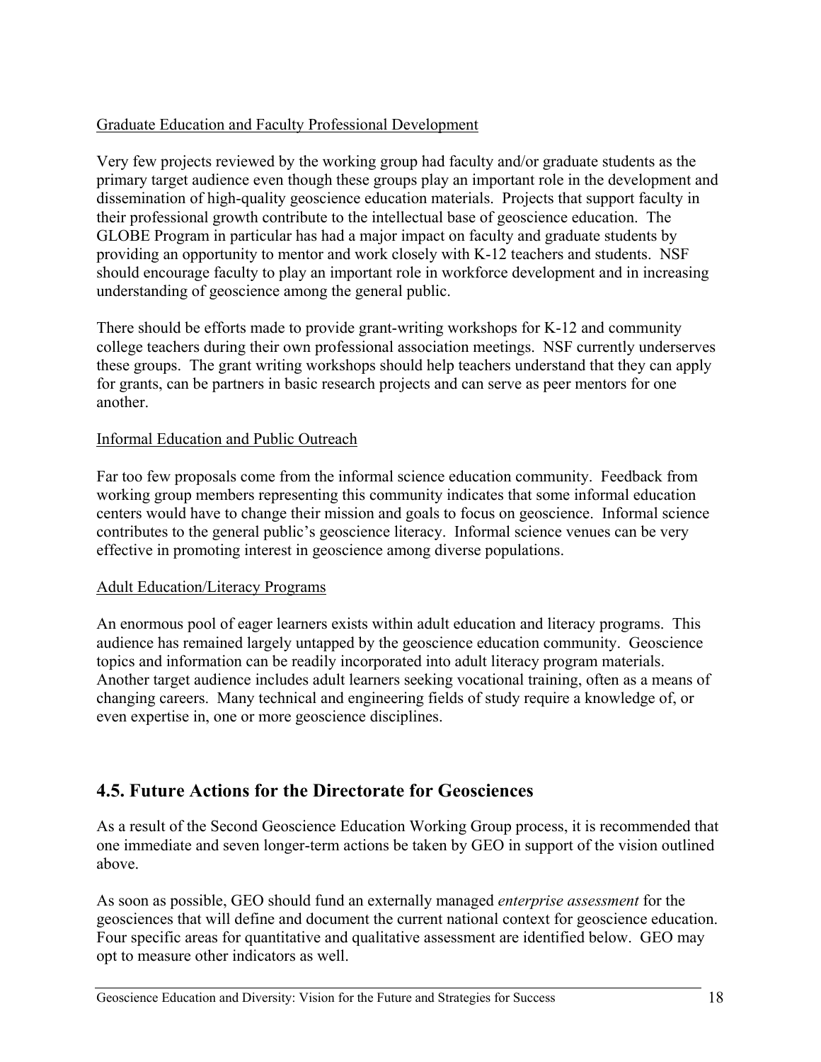Graduate Education and Faculty Professional Development

Very few projects reviewed by the working group had faculty and/or graduate students as the primary target audience even though these groups play an important role in the development and dissemination of high-quality geoscience education materials. Projects that support faculty in their professional growth contribute to the intellectual base of geoscience education. The GLOBE Program in particular has had a major impact on faculty and graduate students by providing an opportunity to mentor and work closely with K-12 teachers and students. NSF should encourage faculty to play an important role in workforce development and in increasing understanding of geoscience among the general public.

There should be efforts made to provide grant-writing workshops for K-12 and community college teachers during their own professional association meetings. NSF currently underserves these groups. The grant writing workshops should help teachers understand that they can apply for grants, can be partners in basic research projects and can serve as peer mentors for one another.

Informal Education and Public Outreach

Far too few proposals come from the informal science education community. Feedback from working group members representing this community indicates that some informal education centers would have to change their mission and goals to focus on geoscience. Informal science contributes to the general public's geoscience literacy. Informal science venues can be very effective in promoting interest in geoscience among diverse populations.

Adult Education/Literacy Programs

An enormous pool of eager learners exists within adult education and literacy programs. This audience has remained largely untapped by the geoscience education community. Geoscience topics and information can be readily incorporated into adult literacy program materials. Another target audience includes adult learners seeking vocational training, often as a means of changing careers. Many technical and engineering fields of study require a knowledge of, or even expertise in, one or more geoscience disciplines.

## 4.5. Future Actions for the Directorate for Geosciences

As a result of the Second Geoscience Education Working Group process, it is recommended that one immediate and seven longer-term actions be taken by GEO in support of the vision outlined above.

As soon as possible, GEO should fund an externally managed *enterprise assessment* for the geosciences that will define and document the current national context for geoscience education. Four specific areas for quantitative and qualitative assessment are identified below. GEO may opt to measure other indicators as well.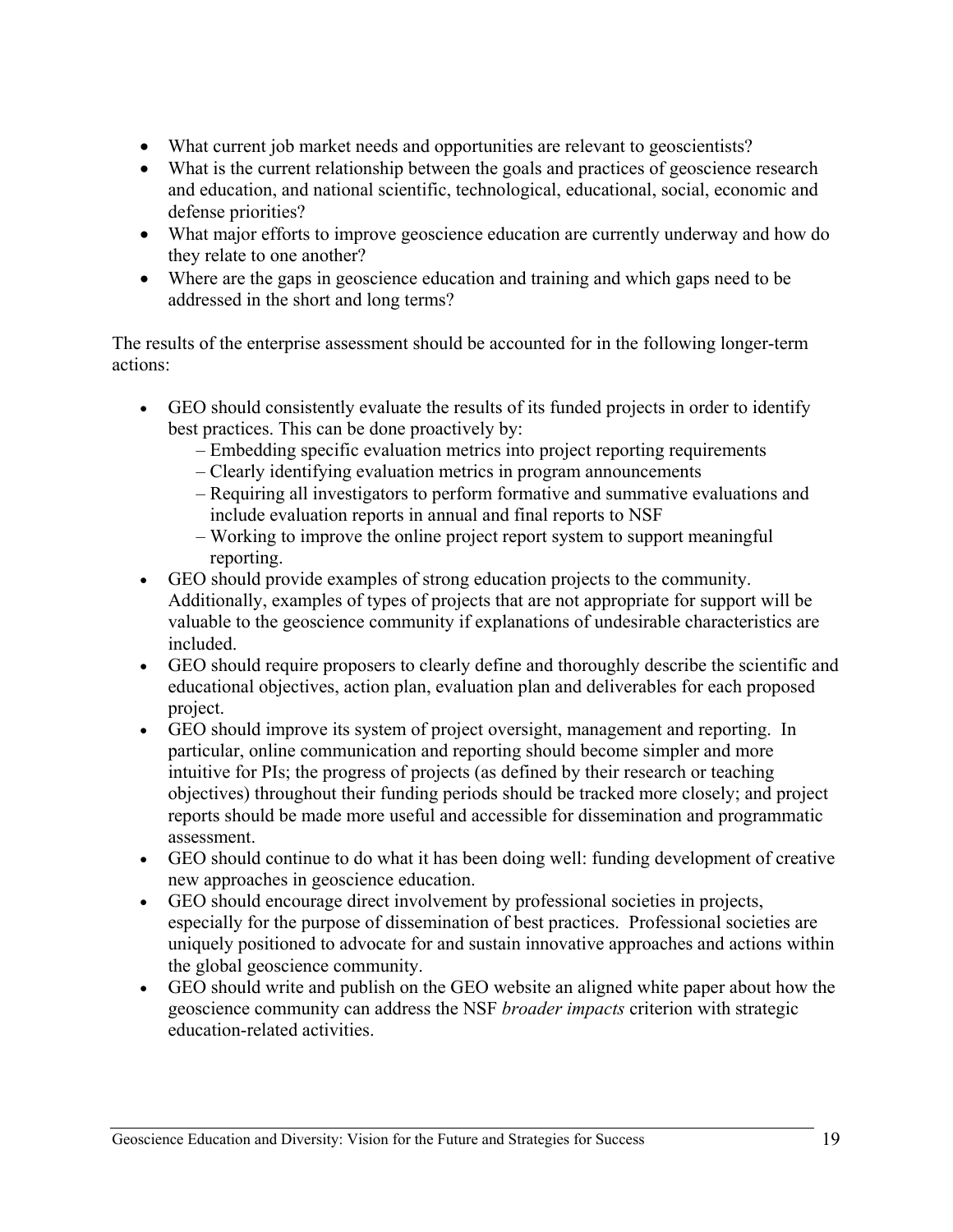- What current job market needs and opportunities are relevant to geoscientists?
- What is the current relationship between the goals and practices of geoscience research and education, and national scientific, technological, educational, social, economic and defense priorities?
- What major efforts to improve geoscience education are currently underway and how do they relate to one another?
- Where are the gaps in geoscience education and training and which gaps need to be addressed in the short and long terms?

The results of the enterprise assessment should be accounted for in the following longer-term actions:

- GEO should consistently evaluate the results of its funded projects in order to identify best practices. This can be done proactively by:
  - Embedding specific evaluation metrics into project reporting requirements
  - Clearly identifying evaluation metrics in program announcements
  - Requiring all investigators to perform formative and summative evaluations and include evaluation reports in annual and final reports to NSF
  - Working to improve the online project report system to support meaningful reporting.
- GEO should provide examples of strong education projects to the community. Additionally, examples of types of projects that are not appropriate for support will be valuable to the geoscience community if explanations of undesirable characteristics are included.
- GEO should require proposers to clearly define and thoroughly describe the scientific and educational objectives, action plan, evaluation plan and deliverables for each proposed project.
- GEO should improve its system of project oversight, management and reporting. In particular, online communication and reporting should become simpler and more intuitive for PIs; the progress of projects (as defined by their research or teaching objectives) throughout their funding periods should be tracked more closely; and project reports should be made more useful and accessible for dissemination and programmatic assessment.
- GEO should continue to do what it has been doing well: funding development of creative new approaches in geoscience education.
- GEO should encourage direct involvement by professional societies in projects, especially for the purpose of dissemination of best practices. Professional societies are uniquely positioned to advocate for and sustain innovative approaches and actions within the global geoscience community.
- GEO should write and publish on the GEO website an aligned white paper about how the geoscience community can address the NSF *broader impacts* criterion with strategic education-related activities.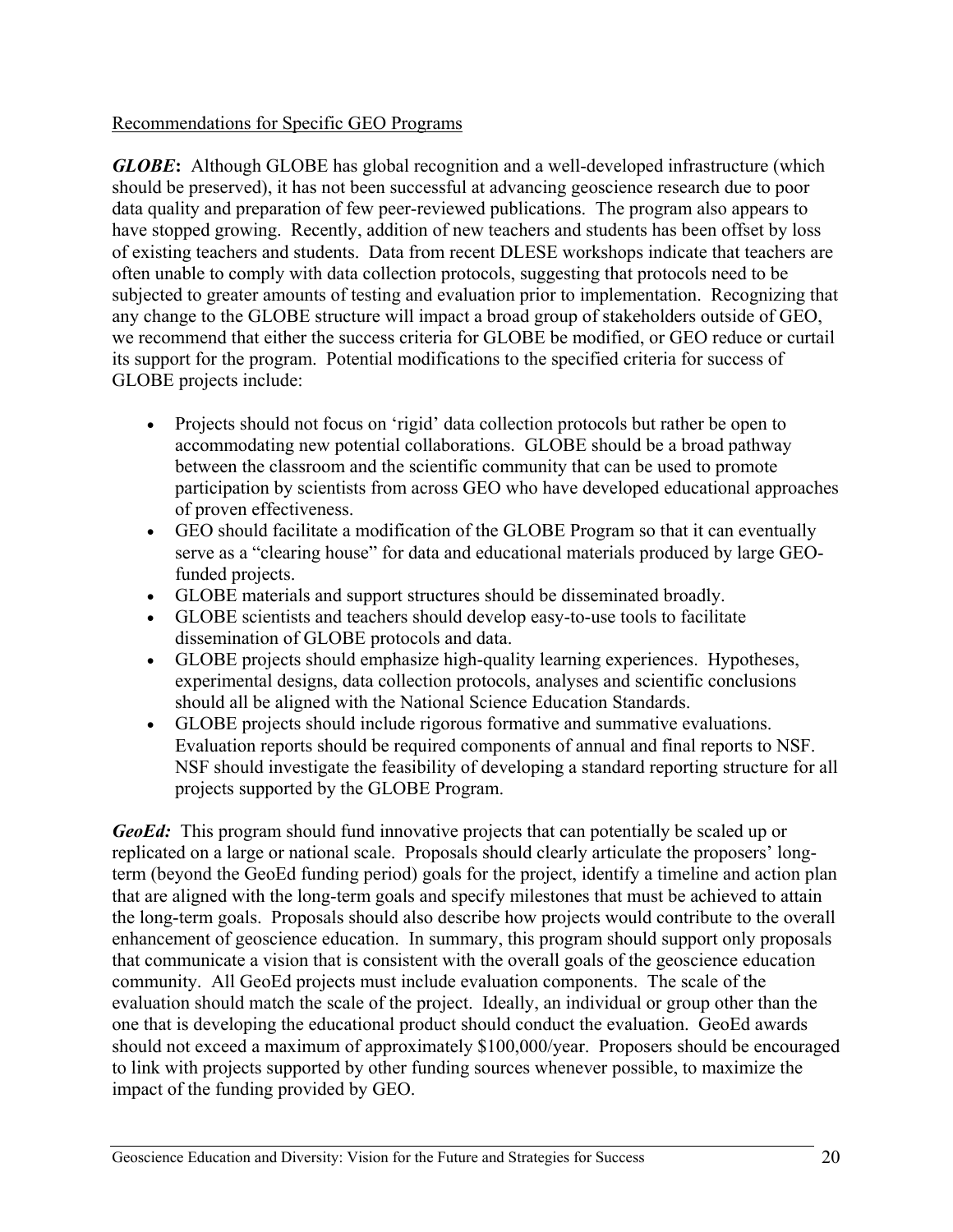Recommendations for Specific GEO Programs

***GLOBE*:** Although GLOBE has global recognition and a well-developed infrastructure (which should be preserved), it has not been successful at advancing geoscience research due to poor data quality and preparation of few peer-reviewed publications. The program also appears to have stopped growing. Recently, addition of new teachers and students has been offset by loss of existing teachers and students. Data from recent DLESE workshops indicate that teachers are often unable to comply with data collection protocols, suggesting that protocols need to be subjected to greater amounts of testing and evaluation prior to implementation. Recognizing that any change to the GLOBE structure will impact a broad group of stakeholders outside of GEO, we recommend that either the success criteria for GLOBE be modified, or GEO reduce or curtail its support for the program. Potential modifications to the specified criteria for success of GLOBE projects include:

- Projects should not focus on 'rigid' data collection protocols but rather be open to accommodating new potential collaborations. GLOBE should be a broad pathway between the classroom and the scientific community that can be used to promote participation by scientists from across GEO who have developed educational approaches of proven effectiveness.
- GEO should facilitate a modification of the GLOBE Program so that it can eventually serve as a "clearing house" for data and educational materials produced by large GEO-funded projects.
- GLOBE materials and support structures should be disseminated broadly.
- GLOBE scientists and teachers should develop easy-to-use tools to facilitate dissemination of GLOBE protocols and data.
- GLOBE projects should emphasize high-quality learning experiences. Hypotheses, experimental designs, data collection protocols, analyses and scientific conclusions should all be aligned with the National Science Education Standards.
- GLOBE projects should include rigorous formative and summative evaluations. Evaluation reports should be required components of annual and final reports to NSF. NSF should investigate the feasibility of developing a standard reporting structure for all projects supported by the GLOBE Program.

***GeoEd:*** This program should fund innovative projects that can potentially be scaled up or replicated on a large or national scale. Proposals should clearly articulate the proposers' long-term (beyond the GeoEd funding period) goals for the project, identify a timeline and action plan that are aligned with the long-term goals and specify milestones that must be achieved to attain the long-term goals. Proposals should also describe how projects would contribute to the overall enhancement of geoscience education. In summary, this program should support only proposals that communicate a vision that is consistent with the overall goals of the geoscience education community. All GeoEd projects must include evaluation components. The scale of the evaluation should match the scale of the project. Ideally, an individual or group other than the one that is developing the educational product should conduct the evaluation. GeoEd awards should not exceed a maximum of approximately $100,000/year. Proposers should be encouraged to link with projects supported by other funding sources whenever possible, to maximize the impact of the funding provided by GEO.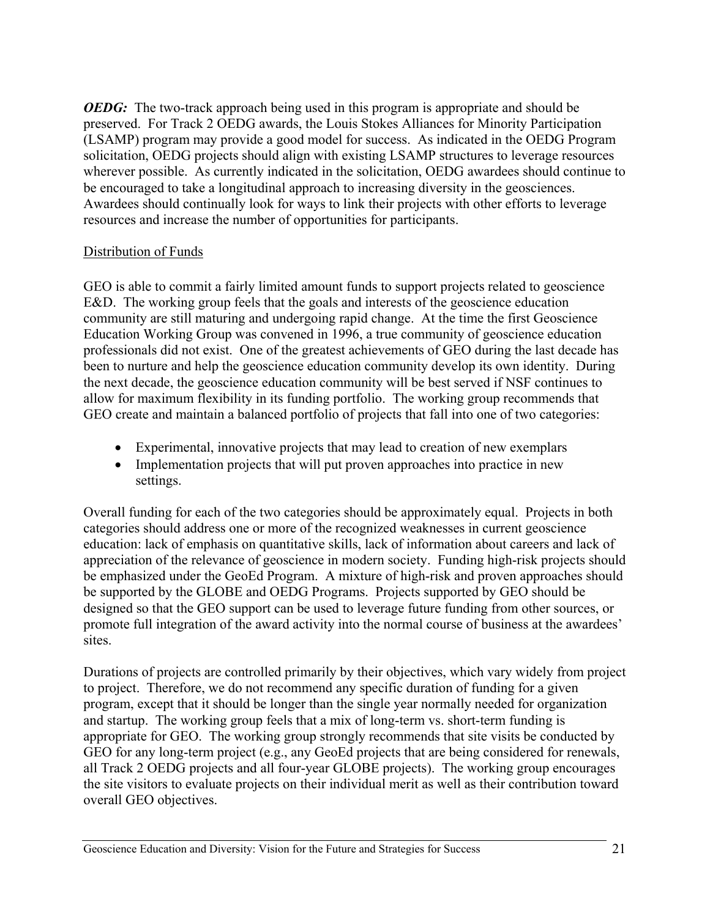***OEDG:*** The two-track approach being used in this program is appropriate and should be preserved. For Track 2 OEDG awards, the Louis Stokes Alliances for Minority Participation (LSAMP) program may provide a good model for success. As indicated in the OEDG Program solicitation, OEDG projects should align with existing LSAMP structures to leverage resources wherever possible. As currently indicated in the solicitation, OEDG awardees should continue to be encouraged to take a longitudinal approach to increasing diversity in the geosciences. Awardees should continually look for ways to link their projects with other efforts to leverage resources and increase the number of opportunities for participants.

<u>Distribution of Funds</u>

GEO is able to commit a fairly limited amount funds to support projects related to geoscience E&D. The working group feels that the goals and interests of the geoscience education community are still maturing and undergoing rapid change. At the time the first Geoscience Education Working Group was convened in 1996, a true community of geoscience education professionals did not exist. One of the greatest achievements of GEO during the last decade has been to nurture and help the geoscience education community develop its own identity. During the next decade, the geoscience education community will be best served if NSF continues to allow for maximum flexibility in its funding portfolio. The working group recommends that GEO create and maintain a balanced portfolio of projects that fall into one of two categories:

- Experimental, innovative projects that may lead to creation of new exemplars
- Implementation projects that will put proven approaches into practice in new settings.

Overall funding for each of the two categories should be approximately equal. Projects in both categories should address one or more of the recognized weaknesses in current geoscience education: lack of emphasis on quantitative skills, lack of information about careers and lack of appreciation of the relevance of geoscience in modern society. Funding high-risk projects should be emphasized under the GeoEd Program. A mixture of high-risk and proven approaches should be supported by the GLOBE and OEDG Programs. Projects supported by GEO should be designed so that the GEO support can be used to leverage future funding from other sources, or promote full integration of the award activity into the normal course of business at the awardees' sites.

Durations of projects are controlled primarily by their objectives, which vary widely from project to project. Therefore, we do not recommend any specific duration of funding for a given program, except that it should be longer than the single year normally needed for organization and startup. The working group feels that a mix of long-term vs. short-term funding is appropriate for GEO. The working group strongly recommends that site visits be conducted by GEO for any long-term project (e.g., any GeoEd projects that are being considered for renewals, all Track 2 OEDG projects and all four-year GLOBE projects). The working group encourages the site visitors to evaluate projects on their individual merit as well as their contribution toward overall GEO objectives.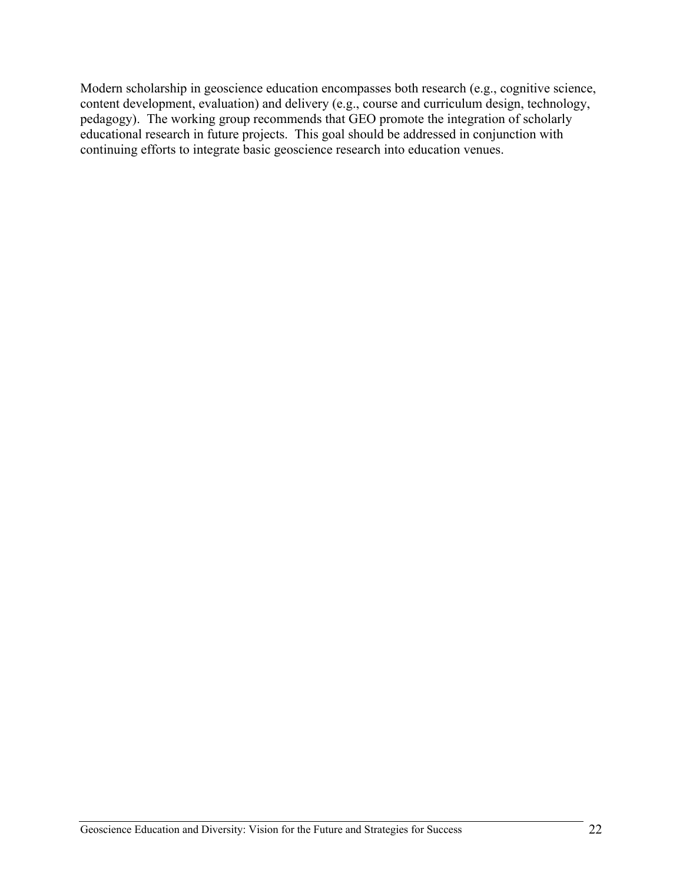Modern scholarship in geoscience education encompasses both research (e.g., cognitive science, content development, evaluation) and delivery (e.g., course and curriculum design, technology, pedagogy). The working group recommends that GEO promote the integration of scholarly educational research in future projects. This goal should be addressed in conjunction with continuing efforts to integrate basic geoscience research into education venues.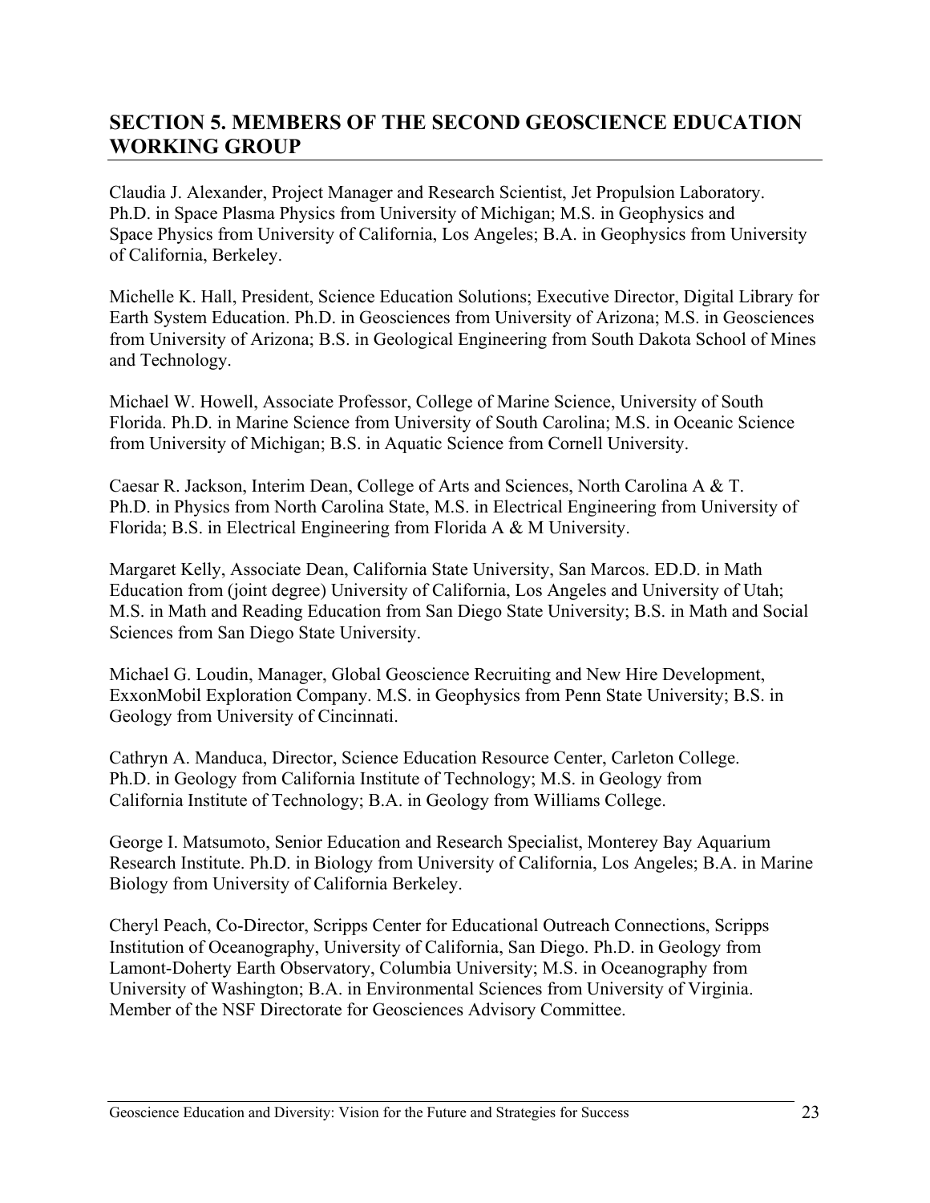## SECTION 5. MEMBERS OF THE SECOND GEOSCIENCE EDUCATION WORKING GROUP

Claudia J. Alexander, Project Manager and Research Scientist, Jet Propulsion Laboratory. Ph.D. in Space Plasma Physics from University of Michigan; M.S. in Geophysics and Space Physics from University of California, Los Angeles; B.A. in Geophysics from University of California, Berkeley.

Michelle K. Hall, President, Science Education Solutions; Executive Director, Digital Library for Earth System Education. Ph.D. in Geosciences from University of Arizona; M.S. in Geosciences from University of Arizona; B.S. in Geological Engineering from South Dakota School of Mines and Technology.

Michael W. Howell, Associate Professor, College of Marine Science, University of South Florida. Ph.D. in Marine Science from University of South Carolina; M.S. in Oceanic Science from University of Michigan; B.S. in Aquatic Science from Cornell University.

Caesar R. Jackson, Interim Dean, College of Arts and Sciences, North Carolina A & T. Ph.D. in Physics from North Carolina State, M.S. in Electrical Engineering from University of Florida; B.S. in Electrical Engineering from Florida A & M University.

Margaret Kelly, Associate Dean, California State University, San Marcos. ED.D. in Math Education from (joint degree) University of California, Los Angeles and University of Utah; M.S. in Math and Reading Education from San Diego State University; B.S. in Math and Social Sciences from San Diego State University.

Michael G. Loudin, Manager, Global Geoscience Recruiting and New Hire Development, ExxonMobil Exploration Company. M.S. in Geophysics from Penn State University; B.S. in Geology from University of Cincinnati.

Cathryn A. Manduca, Director, Science Education Resource Center, Carleton College. Ph.D. in Geology from California Institute of Technology; M.S. in Geology from California Institute of Technology; B.A. in Geology from Williams College.

George I. Matsumoto, Senior Education and Research Specialist, Monterey Bay Aquarium Research Institute. Ph.D. in Biology from University of California, Los Angeles; B.A. in Marine Biology from University of California Berkeley.

Cheryl Peach, Co-Director, Scripps Center for Educational Outreach Connections, Scripps Institution of Oceanography, University of California, San Diego. Ph.D. in Geology from Lamont-Doherty Earth Observatory, Columbia University; M.S. in Oceanography from University of Washington; B.A. in Environmental Sciences from University of Virginia. Member of the NSF Directorate for Geosciences Advisory Committee.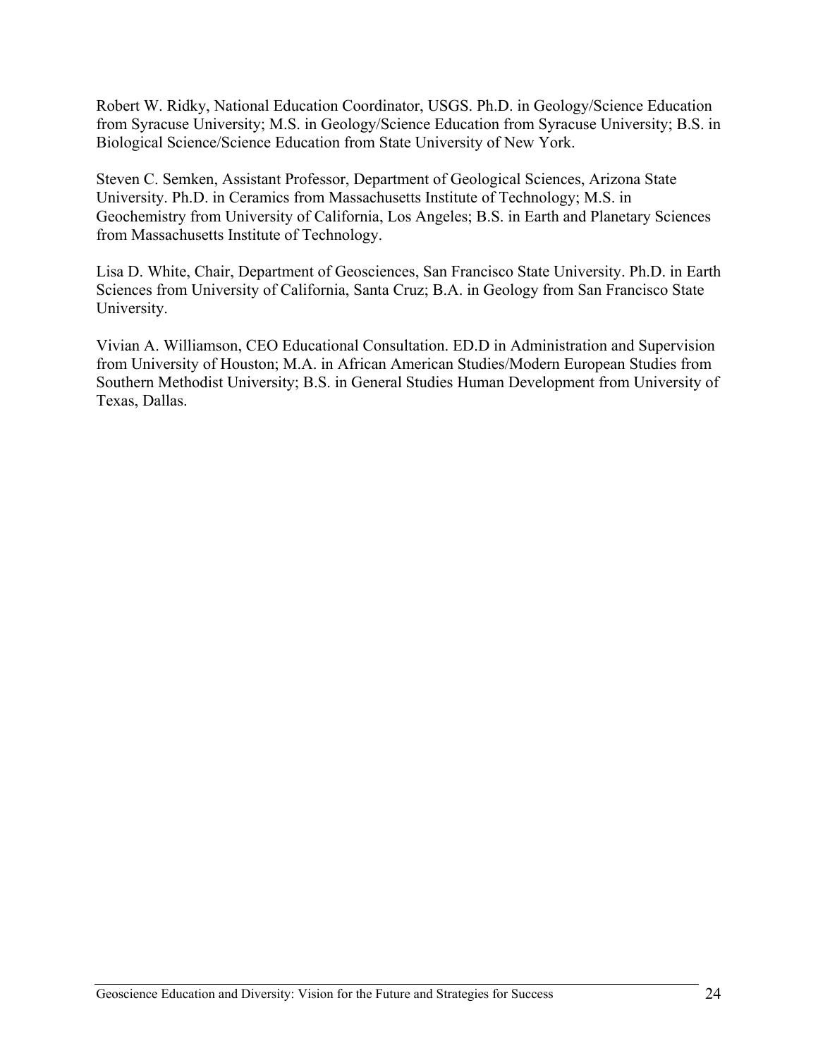Robert W. Ridky, National Education Coordinator, USGS. Ph.D. in Geology/Science Education from Syracuse University; M.S. in Geology/Science Education from Syracuse University; B.S. in Biological Science/Science Education from State University of New York.

Steven C. Semken, Assistant Professor, Department of Geological Sciences, Arizona State University. Ph.D. in Ceramics from Massachusetts Institute of Technology; M.S. in Geochemistry from University of California, Los Angeles; B.S. in Earth and Planetary Sciences from Massachusetts Institute of Technology.

Lisa D. White, Chair, Department of Geosciences, San Francisco State University. Ph.D. in Earth Sciences from University of California, Santa Cruz; B.A. in Geology from San Francisco State University.

Vivian A. Williamson, CEO Educational Consultation. ED.D in Administration and Supervision from University of Houston; M.A. in African American Studies/Modern European Studies from Southern Methodist University; B.S. in General Studies Human Development from University of Texas, Dallas.